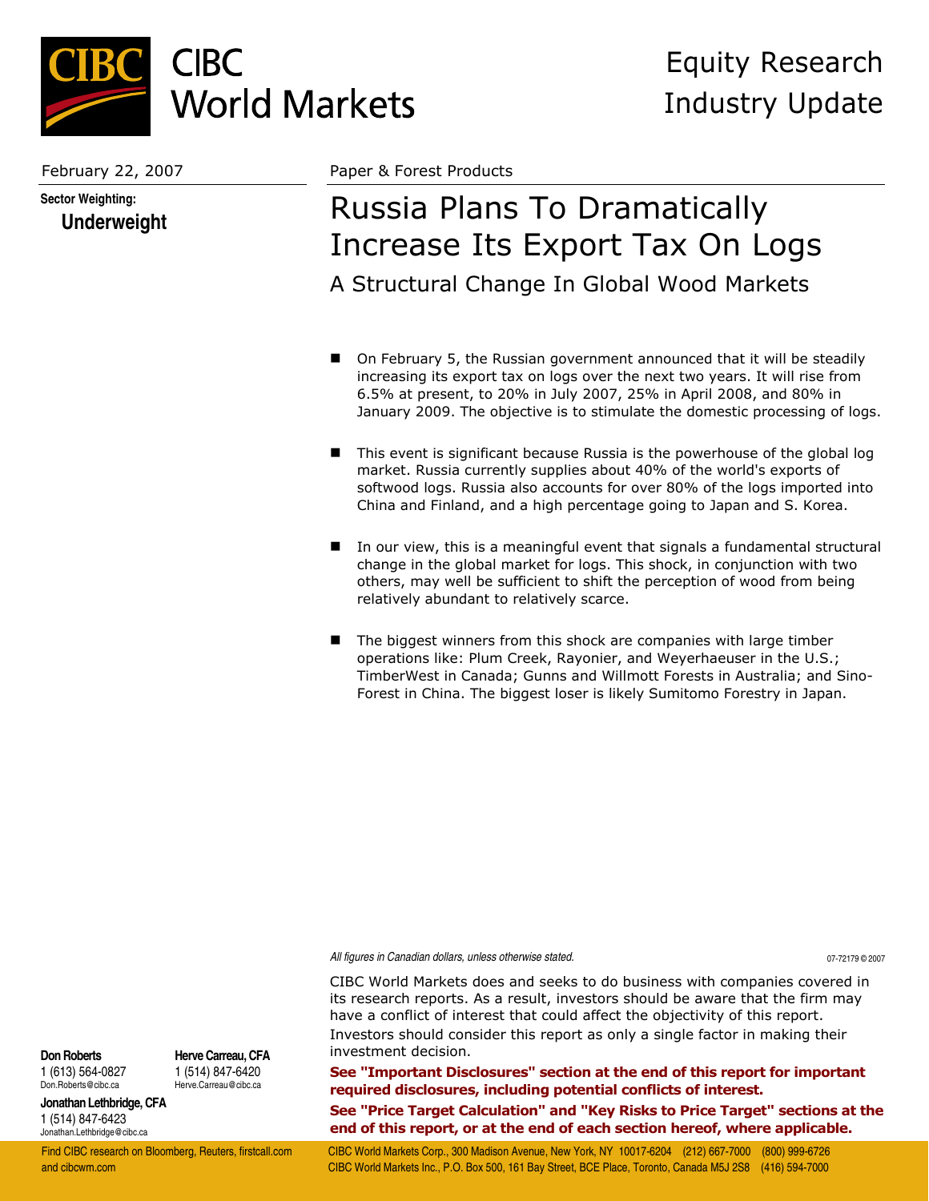CIBC World Markets

Equity Research
Industry Update

February 22, 2007

Paper & Forest Products

**Sector Weighting:**
**Underweight**

# Russia Plans To Dramatically Increase Its Export Tax On Logs

## A Structural Change In Global Wood Markets

- On February 5, the Russian government announced that it will be steadily increasing its export tax on logs over the next two years. It will rise from 6.5% at present, to 20% in July 2007, 25% in April 2008, and 80% in January 2009. The objective is to stimulate the domestic processing of logs.

- This event is significant because Russia is the powerhouse of the global log market. Russia currently supplies about 40% of the world's exports of softwood logs. Russia also accounts for over 80% of the logs imported into China and Finland, and a high percentage going to Japan and S. Korea.

- In our view, this is a meaningful event that signals a fundamental structural change in the global market for logs. This shock, in conjunction with two others, may well be sufficient to shift the perception of wood from being relatively abundant to relatively scarce.

- The biggest winners from this shock are companies with large timber operations like: Plum Creek, Rayonier, and Weyerhaeuser in the U.S.; TimberWest in Canada; Gunns and Willmott Forests in Australia; and Sino-Forest in China. The biggest loser is likely Sumitomo Forestry in Japan.

*All figures in Canadian dollars, unless otherwise stated.*

07-72179 © 2007

CIBC World Markets does and seeks to do business with companies covered in its research reports. As a result, investors should be aware that the firm may have a conflict of interest that could affect the objectivity of this report. Investors should consider this report as only a single factor in making their investment decision.

**See "Important Disclosures" section at the end of this report for important required disclosures, including potential conflicts of interest.**

**See "Price Target Calculation" and "Key Risks to Price Target" sections at the end of this report, or at the end of each section hereof, where applicable.**

**Don Roberts**
1 (613) 564-0827
Don.Roberts@cibc.ca

**Herve Carreau, CFA**
1 (514) 847-6420
Herve.Carreau@cibc.ca

**Jonathan Lethbridge, CFA**
1 (514) 847-6423
Jonathan.Lethbridge@cibc.ca

Find CIBC research on Bloomberg, Reuters, firstcall.com and cibcwm.com

CIBC World Markets Corp., 300 Madison Avenue, New York, NY 10017-6204 (212) 667-7000 (800) 999-6726
CIBC World Markets Inc., P.O. Box 500, 161 Bay Street, BCE Place, Toronto, Canada M5J 2S8 (416) 594-7000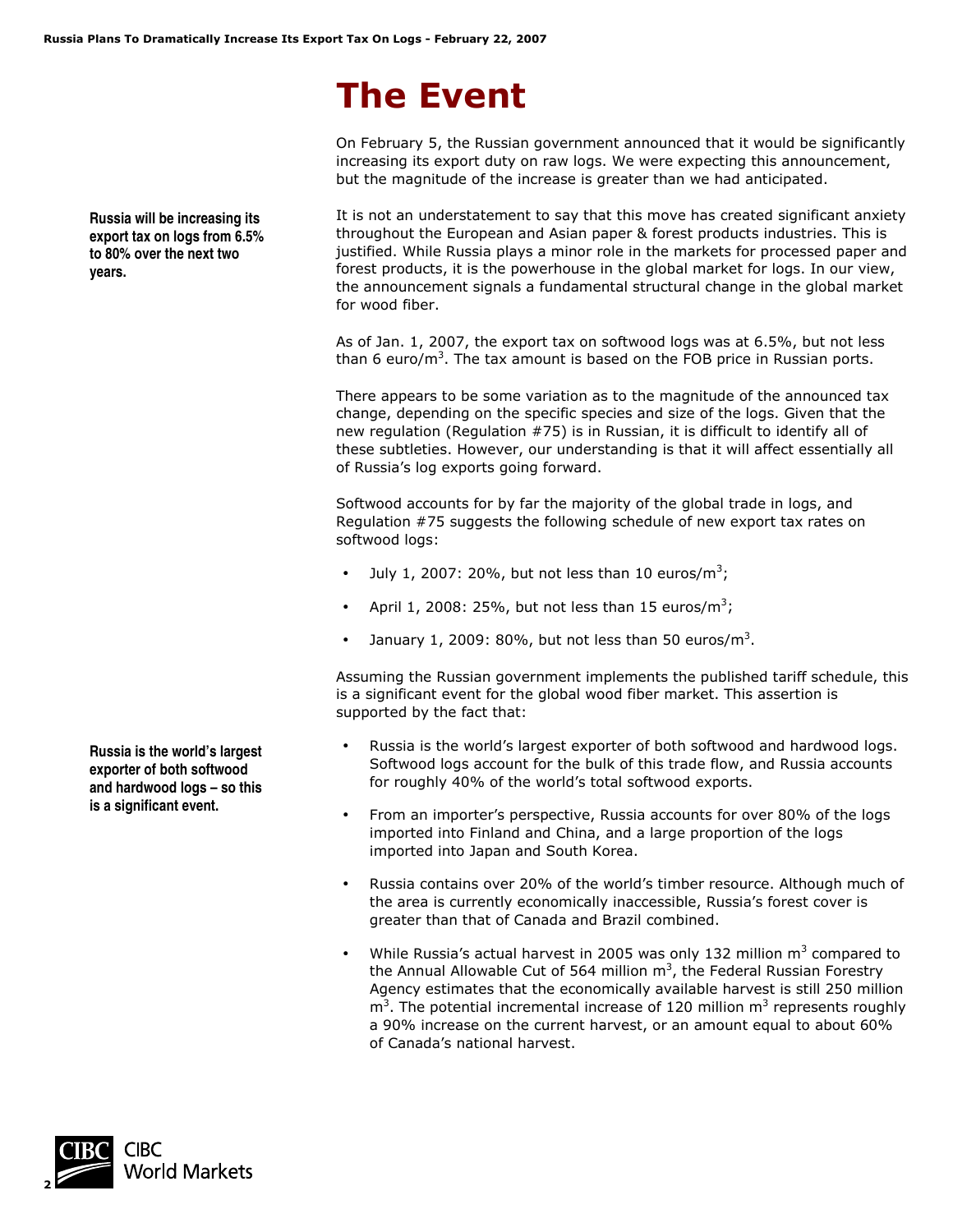# The Event

On February 5, the Russian government announced that it would be significantly increasing its export duty on raw logs. We were expecting this announcement, but the magnitude of the increase is greater than we had anticipated.

**Russia will be increasing its export tax on logs from 6.5% to 80% over the next two years.**

It is not an understatement to say that this move has created significant anxiety throughout the European and Asian paper & forest products industries. This is justified. While Russia plays a minor role in the markets for processed paper and forest products, it is the powerhouse in the global market for logs. In our view, the announcement signals a fundamental structural change in the global market for wood fiber.

As of Jan. 1, 2007, the export tax on softwood logs was at 6.5%, but not less than 6 euro/$m^3$. The tax amount is based on the FOB price in Russian ports.

There appears to be some variation as to the magnitude of the announced tax change, depending on the specific species and size of the logs. Given that the new regulation (Regulation #75) is in Russian, it is difficult to identify all of these subtleties. However, our understanding is that it will affect essentially all of Russia's log exports going forward.

Softwood accounts for by far the majority of the global trade in logs, and Regulation #75 suggests the following schedule of new export tax rates on softwood logs:

- July 1, 2007: 20%, but not less than 10 euros/$m^3$;
- April 1, 2008: 25%, but not less than 15 euros/$m^3$;
- January 1, 2009: 80%, but not less than 50 euros/$m^3$.

Assuming the Russian government implements the published tariff schedule, this is a significant event for the global wood fiber market. This assertion is supported by the fact that:

**Russia is the world's largest exporter of both softwood and hardwood logs – so this is a significant event.**

- Russia is the world's largest exporter of both softwood and hardwood logs. Softwood logs account for the bulk of this trade flow, and Russia accounts for roughly 40% of the world's total softwood exports.
- From an importer's perspective, Russia accounts for over 80% of the logs imported into Finland and China, and a large proportion of the logs imported into Japan and South Korea.
- Russia contains over 20% of the world's timber resource. Although much of the area is currently economically inaccessible, Russia's forest cover is greater than that of Canada and Brazil combined.
- While Russia's actual harvest in 2005 was only 132 million $m^3$ compared to the Annual Allowable Cut of 564 million $m^3$, the Federal Russian Forestry Agency estimates that the economically available harvest is still 250 million $m^3$. The potential incremental increase of 120 million $m^3$ represents roughly a 90% increase on the current harvest, or an amount equal to about 60% of Canada's national harvest.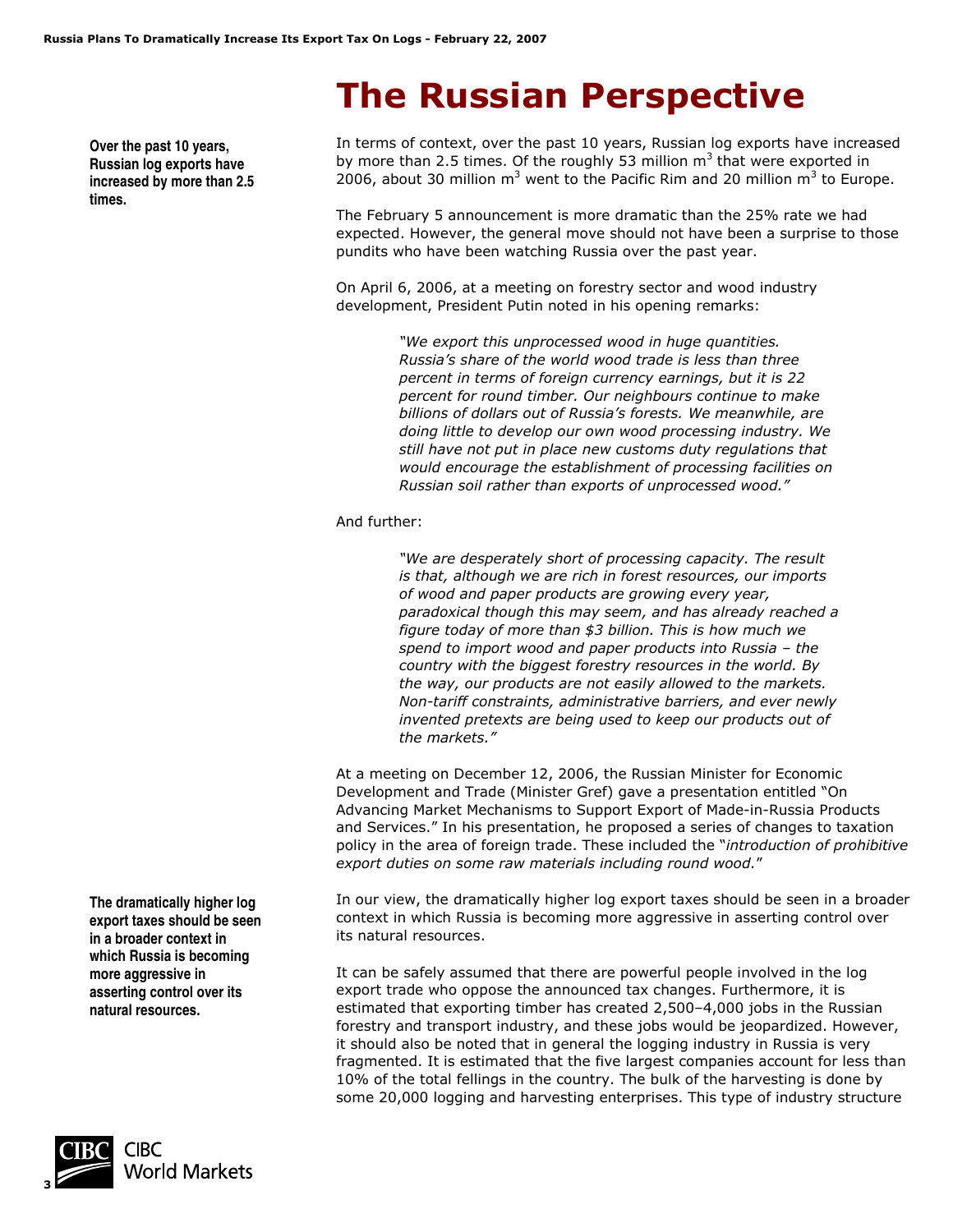# The Russian Perspective

**Over the past 10 years, Russian log exports have increased by more than 2.5 times.**

In terms of context, over the past 10 years, Russian log exports have increased by more than 2.5 times. Of the roughly 53 million $m^3$ that were exported in 2006, about 30 million $m^3$ went to the Pacific Rim and 20 million $m^3$ to Europe.

The February 5 announcement is more dramatic than the 25% rate we had expected. However, the general move should not have been a surprise to those pundits who have been watching Russia over the past year.

On April 6, 2006, at a meeting on forestry sector and wood industry development, President Putin noted in his opening remarks:

> *"We export this unprocessed wood in huge quantities. Russia's share of the world wood trade is less than three percent in terms of foreign currency earnings, but it is 22 percent for round timber. Our neighbours continue to make billions of dollars out of Russia's forests. We meanwhile, are doing little to develop our own wood processing industry. We still have not put in place new customs duty regulations that would encourage the establishment of processing facilities on Russian soil rather than exports of unprocessed wood."*

And further:

> *"We are desperately short of processing capacity. The result is that, although we are rich in forest resources, our imports of wood and paper products are growing every year, paradoxical though this may seem, and has already reached a figure today of more than $3 billion. This is how much we spend to import wood and paper products into Russia – the country with the biggest forestry resources in the world. By the way, our products are not easily allowed to the markets. Non-tariff constraints, administrative barriers, and ever newly invented pretexts are being used to keep our products out of the markets."*

At a meeting on December 12, 2006, the Russian Minister for Economic Development and Trade (Minister Gref) gave a presentation entitled "On Advancing Market Mechanisms to Support Export of Made-in-Russia Products and Services." In his presentation, he proposed a series of changes to taxation policy in the area of foreign trade. These included the "*introduction of prohibitive export duties on some raw materials including round wood.*"

**The dramatically higher log export taxes should be seen in a broader context in which Russia is becoming more aggressive in asserting control over its natural resources.**

In our view, the dramatically higher log export taxes should be seen in a broader context in which Russia is becoming more aggressive in asserting control over its natural resources.

It can be safely assumed that there are powerful people involved in the log export trade who oppose the announced tax changes. Furthermore, it is estimated that exporting timber has created 2,500–4,000 jobs in the Russian forestry and transport industry, and these jobs would be jeopardized. However, it should also be noted that in general the logging industry in Russia is very fragmented. It is estimated that the five largest companies account for less than 10% of the total fellings in the country. The bulk of the harvesting is done by some 20,000 logging and harvesting enterprises. This type of industry structure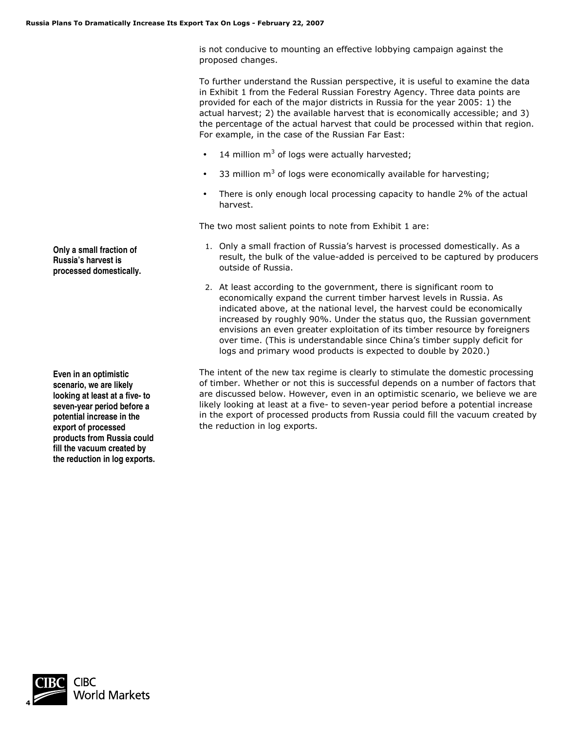is not conducive to mounting an effective lobbying campaign against the proposed changes.

To further understand the Russian perspective, it is useful to examine the data in Exhibit 1 from the Federal Russian Forestry Agency. Three data points are provided for each of the major districts in Russia for the year 2005: 1) the actual harvest; 2) the available harvest that is economically accessible; and 3) the percentage of the actual harvest that could be processed within that region. For example, in the case of the Russian Far East:

- 14 million $m^3$ of logs were actually harvested;
- 33 million $m^3$ of logs were economically available for harvesting;
- There is only enough local processing capacity to handle 2% of the actual harvest.

The two most salient points to note from Exhibit 1 are:

**Only a small fraction of Russia's harvest is processed domestically.**

1. Only a small fraction of Russia's harvest is processed domestically. As a result, the bulk of the value-added is perceived to be captured by producers outside of Russia.
2. At least according to the government, there is significant room to economically expand the current timber harvest levels in Russia. As indicated above, at the national level, the harvest could be economically increased by roughly 90%. Under the status quo, the Russian government envisions an even greater exploitation of its timber resource by foreigners over time. (This is understandable since China's timber supply deficit for logs and primary wood products is expected to double by 2020.)

**Even in an optimistic scenario, we are likely looking at least at a five- to seven-year period before a potential increase in the export of processed products from Russia could fill the vacuum created by the reduction in log exports.**

The intent of the new tax regime is clearly to stimulate the domestic processing of timber. Whether or not this is successful depends on a number of factors that are discussed below. However, even in an optimistic scenario, we believe we are likely looking at least at a five- to seven-year period before a potential increase in the export of processed products from Russia could fill the vacuum created by the reduction in log exports.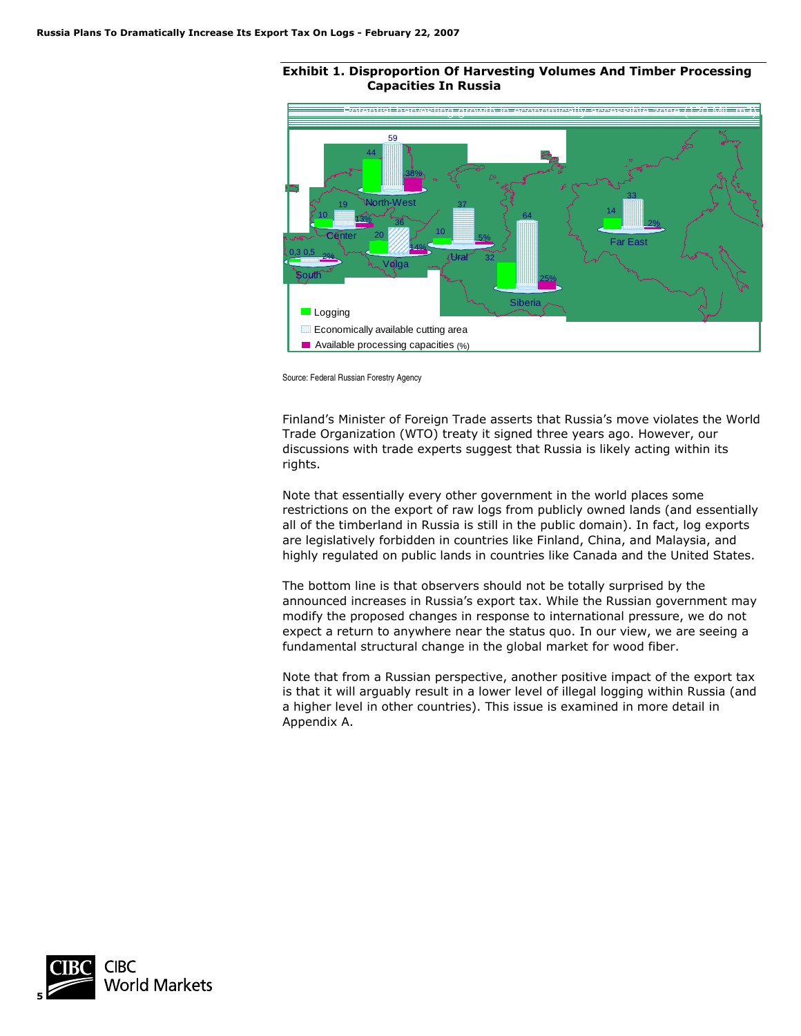**Exhibit 1. Disproportion Of Harvesting Volumes And Timber Processing Capacities In Russia**

Source: Federal Russian Forestry Agency

Finland's Minister of Foreign Trade asserts that Russia's move violates the World Trade Organization (WTO) treaty it signed three years ago. However, our discussions with trade experts suggest that Russia is likely acting within its rights.

Note that essentially every other government in the world places some restrictions on the export of raw logs from publicly owned lands (and essentially all of the timberland in Russia is still in the public domain). In fact, log exports are legislatively forbidden in countries like Finland, China, and Malaysia, and highly regulated on public lands in countries like Canada and the United States.

The bottom line is that observers should not be totally surprised by the announced increases in Russia's export tax. While the Russian government may modify the proposed changes in response to international pressure, we do not expect a return to anywhere near the status quo. In our view, we are seeing a fundamental structural change in the global market for wood fiber.

Note that from a Russian perspective, another positive impact of the export tax is that it will arguably result in a lower level of illegal logging within Russia (and a higher level in other countries). This issue is examined in more detail in Appendix A.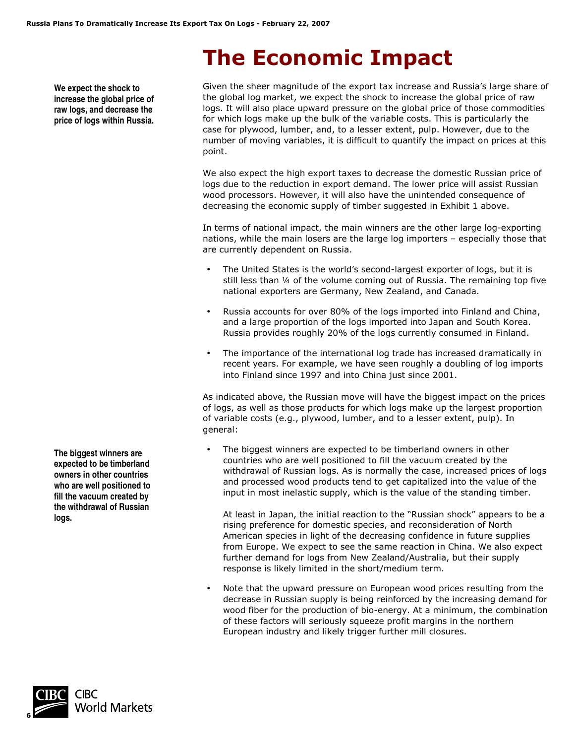# The Economic Impact

**We expect the shock to increase the global price of raw logs, and decrease the price of logs within Russia.**

Given the sheer magnitude of the export tax increase and Russia's large share of the global log market, we expect the shock to increase the global price of raw logs. It will also place upward pressure on the global price of those commodities for which logs make up the bulk of the variable costs. This is particularly the case for plywood, lumber, and, to a lesser extent, pulp. However, due to the number of moving variables, it is difficult to quantify the impact on prices at this point.

We also expect the high export taxes to decrease the domestic Russian price of logs due to the reduction in export demand. The lower price will assist Russian wood processors. However, it will also have the unintended consequence of decreasing the economic supply of timber suggested in Exhibit 1 above.

In terms of national impact, the main winners are the other large log-exporting nations, while the main losers are the large log importers – especially those that are currently dependent on Russia.

- The United States is the world's second-largest exporter of logs, but it is still less than ¼ of the volume coming out of Russia. The remaining top five national exporters are Germany, New Zealand, and Canada.
- Russia accounts for over 80% of the logs imported into Finland and China, and a large proportion of the logs imported into Japan and South Korea. Russia provides roughly 20% of the logs currently consumed in Finland.
- The importance of the international log trade has increased dramatically in recent years. For example, we have seen roughly a doubling of log imports into Finland since 1997 and into China just since 2001.

As indicated above, the Russian move will have the biggest impact on the prices of logs, as well as those products for which logs make up the largest proportion of variable costs (e.g., plywood, lumber, and to a lesser extent, pulp). In general:

**The biggest winners are expected to be timberland owners in other countries who are well positioned to fill the vacuum created by the withdrawal of Russian logs.**

- The biggest winners are expected to be timberland owners in other countries who are well positioned to fill the vacuum created by the withdrawal of Russian logs. As is normally the case, increased prices of logs and processed wood products tend to get capitalized into the value of the input in most inelastic supply, which is the value of the standing timber.

  At least in Japan, the initial reaction to the "Russian shock" appears to be a rising preference for domestic species, and reconsideration of North American species in light of the decreasing confidence in future supplies from Europe. We expect to see the same reaction in China. We also expect further demand for logs from New Zealand/Australia, but their supply response is likely limited in the short/medium term.

- Note that the upward pressure on European wood prices resulting from the decrease in Russian supply is being reinforced by the increasing demand for wood fiber for the production of bio-energy. At a minimum, the combination of these factors will seriously squeeze profit margins in the northern European industry and likely trigger further mill closures.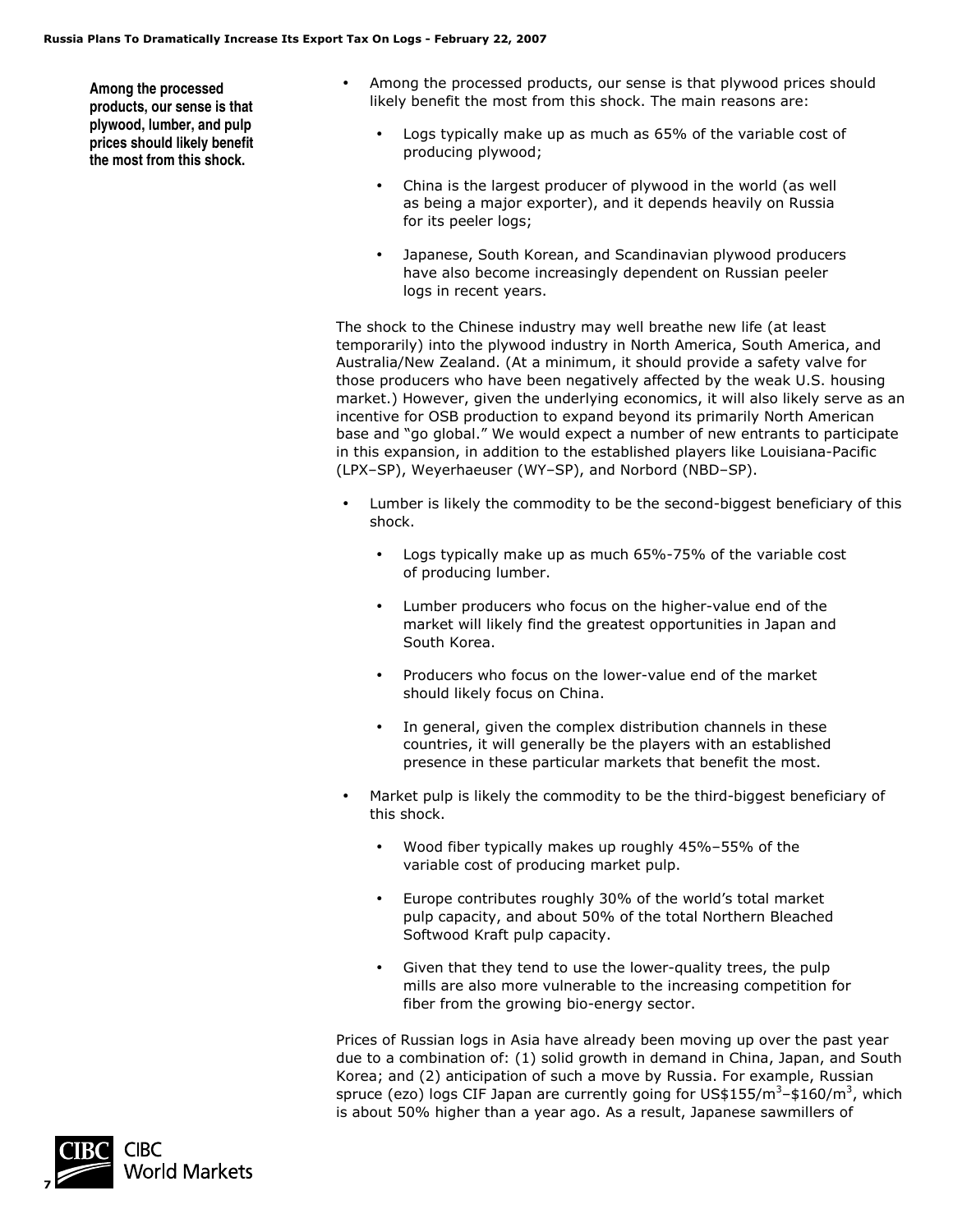**Among the processed products, our sense is that plywood, lumber, and pulp prices should likely benefit the most from this shock.**

- Among the processed products, our sense is that plywood prices should likely benefit the most from this shock. The main reasons are:
  - Logs typically make up as much as 65% of the variable cost of producing plywood;
  - China is the largest producer of plywood in the world (as well as being a major exporter), and it depends heavily on Russia for its peeler logs;
  - Japanese, South Korean, and Scandinavian plywood producers have also become increasingly dependent on Russian peeler logs in recent years.

The shock to the Chinese industry may well breathe new life (at least temporarily) into the plywood industry in North America, South America, and Australia/New Zealand. (At a minimum, it should provide a safety valve for those producers who have been negatively affected by the weak U.S. housing market.) However, given the underlying economics, it will also likely serve as an incentive for OSB production to expand beyond its primarily North American base and "go global." We would expect a number of new entrants to participate in this expansion, in addition to the established players like Louisiana-Pacific (LPX–SP), Weyerhaeuser (WY–SP), and Norbord (NBD–SP).

- Lumber is likely the commodity to be the second-biggest beneficiary of this shock.
  - Logs typically make up as much 65%-75% of the variable cost of producing lumber.
  - Lumber producers who focus on the higher-value end of the market will likely find the greatest opportunities in Japan and South Korea.
  - Producers who focus on the lower-value end of the market should likely focus on China.
  - In general, given the complex distribution channels in these countries, it will generally be the players with an established presence in these particular markets that benefit the most.
- Market pulp is likely the commodity to be the third-biggest beneficiary of this shock.
  - Wood fiber typically makes up roughly 45%–55% of the variable cost of producing market pulp.
  - Europe contributes roughly 30% of the world's total market pulp capacity, and about 50% of the total Northern Bleached Softwood Kraft pulp capacity.
  - Given that they tend to use the lower-quality trees, the pulp mills are also more vulnerable to the increasing competition for fiber from the growing bio-energy sector.

Prices of Russian logs in Asia have already been moving up over the past year due to a combination of: (1) solid growth in demand in China, Japan, and South Korea; and (2) anticipation of such a move by Russia. For example, Russian spruce (ezo) logs CIF Japan are currently going for US$155/$m^3$–$160/$m^3$, which is about 50% higher than a year ago. As a result, Japanese sawmillers of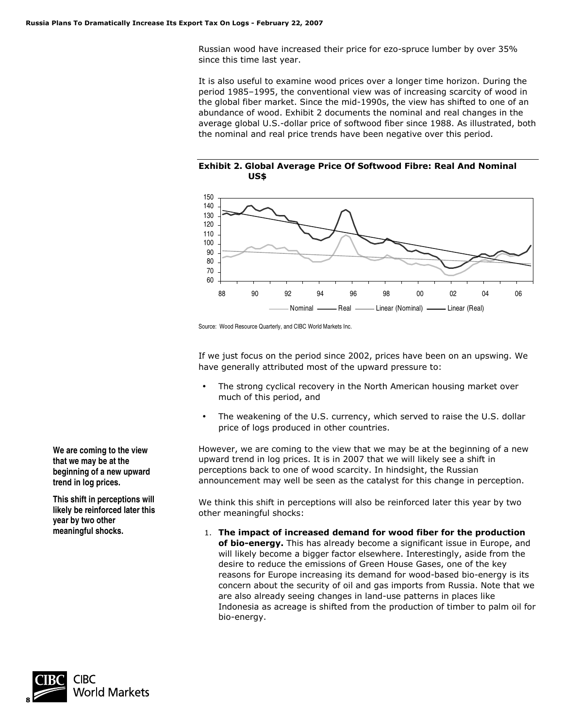Russian wood have increased their price for ezo-spruce lumber by over 35% since this time last year.

It is also useful to examine wood prices over a longer time horizon. During the period 1985–1995, the conventional view was of increasing scarcity of wood in the global fiber market. Since the mid-1990s, the view has shifted to one of an abundance of wood. Exhibit 2 documents the nominal and real changes in the average global U.S.-dollar price of softwood fiber since 1988. As illustrated, both the nominal and real price trends have been negative over this period.

**Exhibit 2. Global Average Price Of Softwood Fibre: Real And Nominal US$**

Source: Wood Resource Quarterly, and CIBC World Markets Inc.

If we just focus on the period since 2002, prices have been on an upswing. We have generally attributed most of the upward pressure to:

- The strong cyclical recovery in the North American housing market over much of this period, and
- The weakening of the U.S. currency, which served to raise the U.S. dollar price of logs produced in other countries.

**We are coming to the view that we may be at the beginning of a new upward trend in log prices.**

However, we are coming to the view that we may be at the beginning of a new upward trend in log prices. It is in 2007 that we will likely see a shift in perceptions back to one of wood scarcity. In hindsight, the Russian announcement may well be seen as the catalyst for this change in perception.

**This shift in perceptions will likely be reinforced later this year by two other meaningful shocks.**

We think this shift in perceptions will also be reinforced later this year by two other meaningful shocks:

1. **The impact of increased demand for wood fiber for the production of bio-energy.** This has already become a significant issue in Europe, and will likely become a bigger factor elsewhere. Interestingly, aside from the desire to reduce the emissions of Green House Gases, one of the key reasons for Europe increasing its demand for wood-based bio-energy is its concern about the security of oil and gas imports from Russia. Note that we are also already seeing changes in land-use patterns in places like Indonesia as acreage is shifted from the production of timber to palm oil for bio-energy.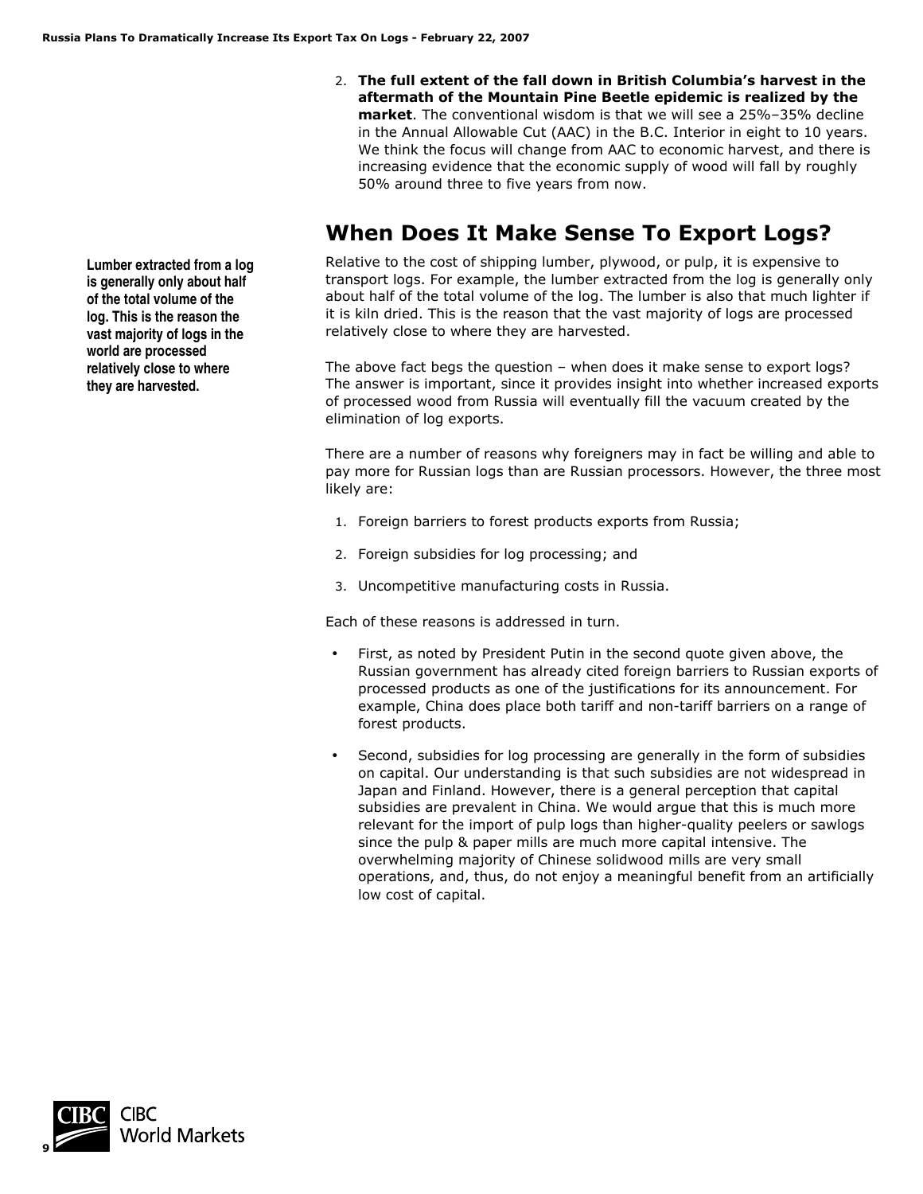2. **The full extent of the fall down in British Columbia's harvest in the aftermath of the Mountain Pine Beetle epidemic is realized by the market**. The conventional wisdom is that we will see a 25%–35% decline in the Annual Allowable Cut (AAC) in the B.C. Interior in eight to 10 years. We think the focus will change from AAC to economic harvest, and there is increasing evidence that the economic supply of wood will fall by roughly 50% around three to five years from now.

## When Does It Make Sense To Export Logs?

**Lumber extracted from a log is generally only about half of the total volume of the log. This is the reason the vast majority of logs in the world are processed relatively close to where they are harvested.**

Relative to the cost of shipping lumber, plywood, or pulp, it is expensive to transport logs. For example, the lumber extracted from the log is generally only about half of the total volume of the log. The lumber is also that much lighter if it is kiln dried. This is the reason that the vast majority of logs are processed relatively close to where they are harvested.

The above fact begs the question – when does it make sense to export logs? The answer is important, since it provides insight into whether increased exports of processed wood from Russia will eventually fill the vacuum created by the elimination of log exports.

There are a number of reasons why foreigners may in fact be willing and able to pay more for Russian logs than are Russian processors. However, the three most likely are:

1. Foreign barriers to forest products exports from Russia;
2. Foreign subsidies for log processing; and
3. Uncompetitive manufacturing costs in Russia.

Each of these reasons is addressed in turn.

- First, as noted by President Putin in the second quote given above, the Russian government has already cited foreign barriers to Russian exports of processed products as one of the justifications for its announcement. For example, China does place both tariff and non-tariff barriers on a range of forest products.
- Second, subsidies for log processing are generally in the form of subsidies on capital. Our understanding is that such subsidies are not widespread in Japan and Finland. However, there is a general perception that capital subsidies are prevalent in China. We would argue that this is much more relevant for the import of pulp logs than higher-quality peelers or sawlogs since the pulp & paper mills are much more capital intensive. The overwhelming majority of Chinese solidwood mills are very small operations, and, thus, do not enjoy a meaningful benefit from an artificially low cost of capital.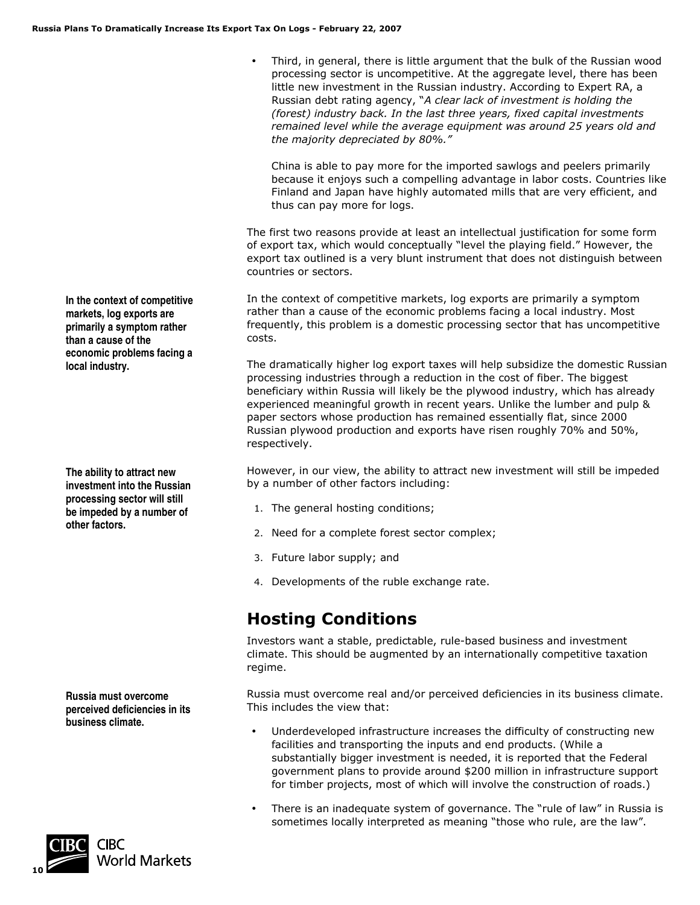- Third, in general, there is little argument that the bulk of the Russian wood processing sector is uncompetitive. At the aggregate level, there has been little new investment in the Russian industry. According to Expert RA, a Russian debt rating agency, "*A clear lack of investment is holding the (forest) industry back. In the last three years, fixed capital investments remained level while the average equipment was around 25 years old and the majority depreciated by 80%.*"

  China is able to pay more for the imported sawlogs and peelers primarily because it enjoys such a compelling advantage in labor costs. Countries like Finland and Japan have highly automated mills that are very efficient, and thus can pay more for logs.

The first two reasons provide at least an intellectual justification for some form of export tax, which would conceptually "level the playing field." However, the export tax outlined is a very blunt instrument that does not distinguish between countries or sectors.

**In the context of competitive markets, log exports are primarily a symptom rather than a cause of the economic problems facing a local industry.**

In the context of competitive markets, log exports are primarily a symptom rather than a cause of the economic problems facing a local industry. Most frequently, this problem is a domestic processing sector that has uncompetitive costs.

The dramatically higher log export taxes will help subsidize the domestic Russian processing industries through a reduction in the cost of fiber. The biggest beneficiary within Russia will likely be the plywood industry, which has already experienced meaningful growth in recent years. Unlike the lumber and pulp & paper sectors whose production has remained essentially flat, since 2000 Russian plywood production and exports have risen roughly 70% and 50%, respectively.

**The ability to attract new investment into the Russian processing sector will still be impeded by a number of other factors.**

However, in our view, the ability to attract new investment will still be impeded by a number of other factors including:

1. The general hosting conditions;
2. Need for a complete forest sector complex;
3. Future labor supply; and
4. Developments of the ruble exchange rate.

## Hosting Conditions

Investors want a stable, predictable, rule-based business and investment climate. This should be augmented by an internationally competitive taxation regime.

**Russia must overcome perceived deficiencies in its business climate.**

Russia must overcome real and/or perceived deficiencies in its business climate. This includes the view that:

- Underdeveloped infrastructure increases the difficulty of constructing new facilities and transporting the inputs and end products. (While a substantially bigger investment is needed, it is reported that the Federal government plans to provide around $200 million in infrastructure support for timber projects, most of which will involve the construction of roads.)
- There is an inadequate system of governance. The "rule of law" in Russia is sometimes locally interpreted as meaning "those who rule, are the law".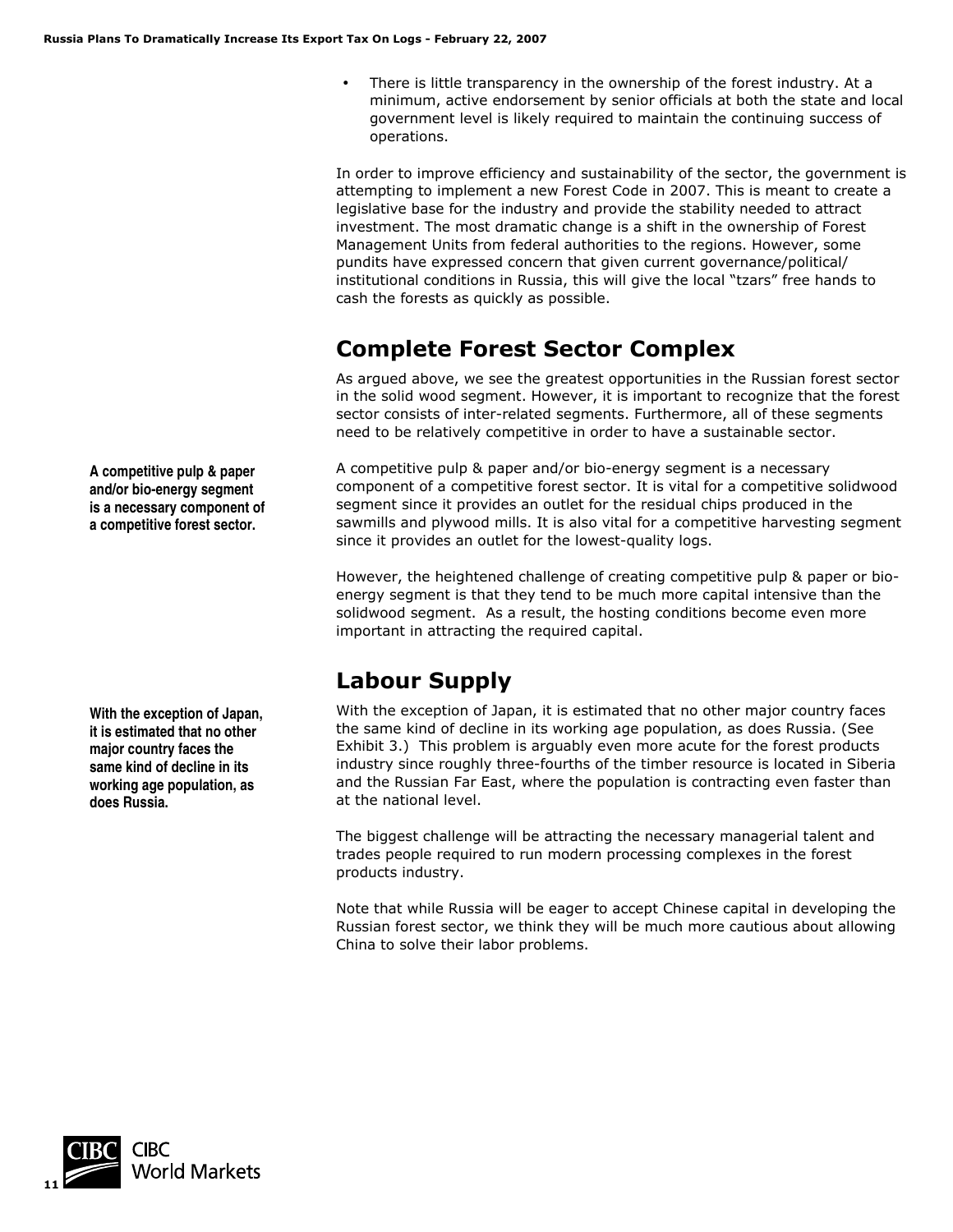- There is little transparency in the ownership of the forest industry. At a minimum, active endorsement by senior officials at both the state and local government level is likely required to maintain the continuing success of operations.

In order to improve efficiency and sustainability of the sector, the government is attempting to implement a new Forest Code in 2007. This is meant to create a legislative base for the industry and provide the stability needed to attract investment. The most dramatic change is a shift in the ownership of Forest Management Units from federal authorities to the regions. However, some pundits have expressed concern that given current governance/political/ institutional conditions in Russia, this will give the local "tzars" free hands to cash the forests as quickly as possible.

## Complete Forest Sector Complex

As argued above, we see the greatest opportunities in the Russian forest sector in the solid wood segment. However, it is important to recognize that the forest sector consists of inter-related segments. Furthermore, all of these segments need to be relatively competitive in order to have a sustainable sector.

**A competitive pulp & paper and/or bio-energy segment is a necessary component of a competitive forest sector.**

A competitive pulp & paper and/or bio-energy segment is a necessary component of a competitive forest sector. It is vital for a competitive solidwood segment since it provides an outlet for the residual chips produced in the sawmills and plywood mills. It is also vital for a competitive harvesting segment since it provides an outlet for the lowest-quality logs.

However, the heightened challenge of creating competitive pulp & paper or bio-energy segment is that they tend to be much more capital intensive than the solidwood segment. As a result, the hosting conditions become even more important in attracting the required capital.

## Labour Supply

**With the exception of Japan, it is estimated that no other major country faces the same kind of decline in its working age population, as does Russia.**

With the exception of Japan, it is estimated that no other major country faces the same kind of decline in its working age population, as does Russia. (See Exhibit 3.) This problem is arguably even more acute for the forest products industry since roughly three-fourths of the timber resource is located in Siberia and the Russian Far East, where the population is contracting even faster than at the national level.

The biggest challenge will be attracting the necessary managerial talent and trades people required to run modern processing complexes in the forest products industry.

Note that while Russia will be eager to accept Chinese capital in developing the Russian forest sector, we think they will be much more cautious about allowing China to solve their labor problems.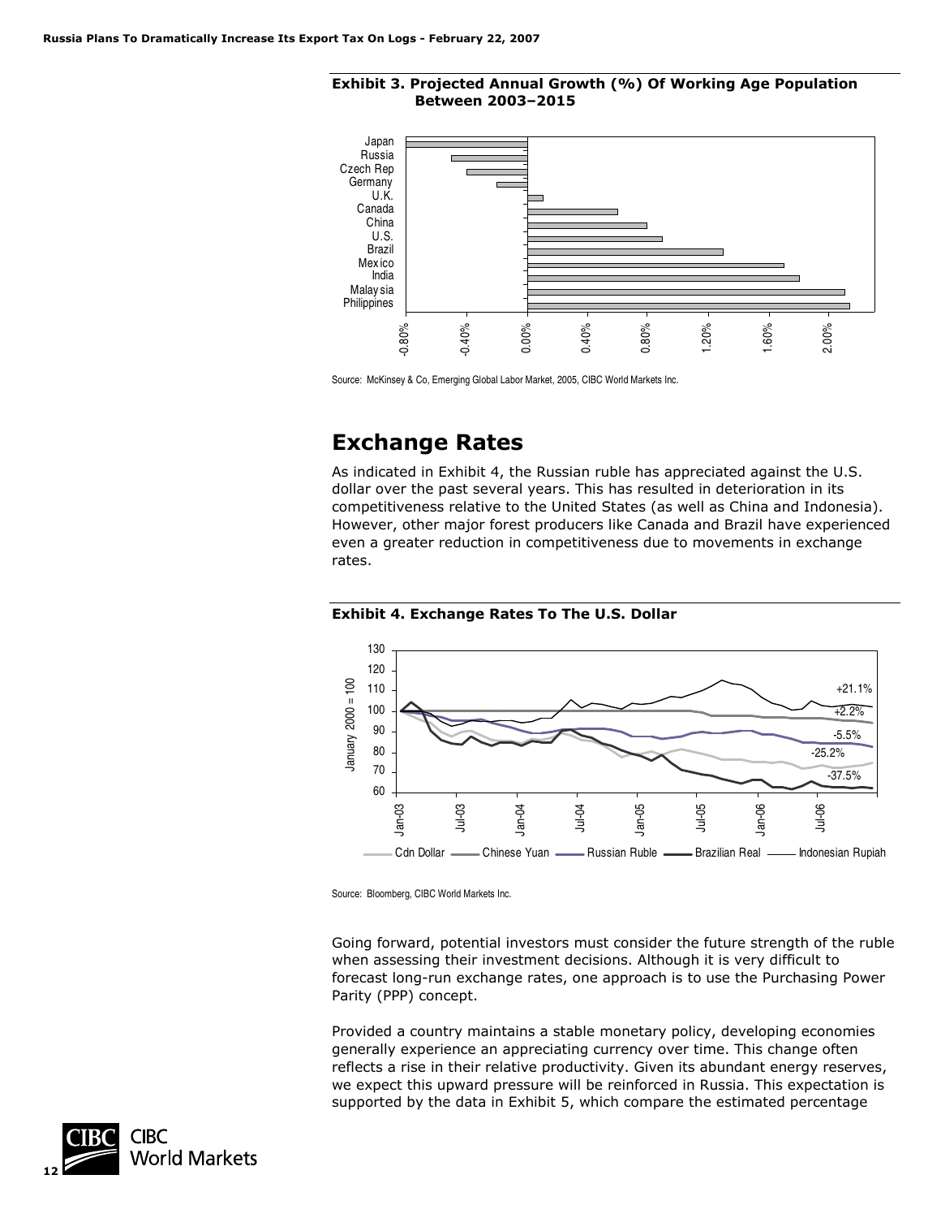**Exhibit 3. Projected Annual Growth (%) Of Working Age Population Between 2003–2015**

Source: McKinsey & Co, Emerging Global Labor Market, 2005, CIBC World Markets Inc.

# Exchange Rates

As indicated in Exhibit 4, the Russian ruble has appreciated against the U.S. dollar over the past several years. This has resulted in deterioration in its competitiveness relative to the United States (as well as China and Indonesia). However, other major forest producers like Canada and Brazil have experienced even a greater reduction in competitiveness due to movements in exchange rates.

**Exhibit 4. Exchange Rates To The U.S. Dollar**

Source: Bloomberg, CIBC World Markets Inc.

Going forward, potential investors must consider the future strength of the ruble when assessing their investment decisions. Although it is very difficult to forecast long-run exchange rates, one approach is to use the Purchasing Power Parity (PPP) concept.

Provided a country maintains a stable monetary policy, developing economies generally experience an appreciating currency over time. This change often reflects a rise in their relative productivity. Given its abundant energy reserves, we expect this upward pressure will be reinforced in Russia. This expectation is supported by the data in Exhibit 5, which compare the estimated percentage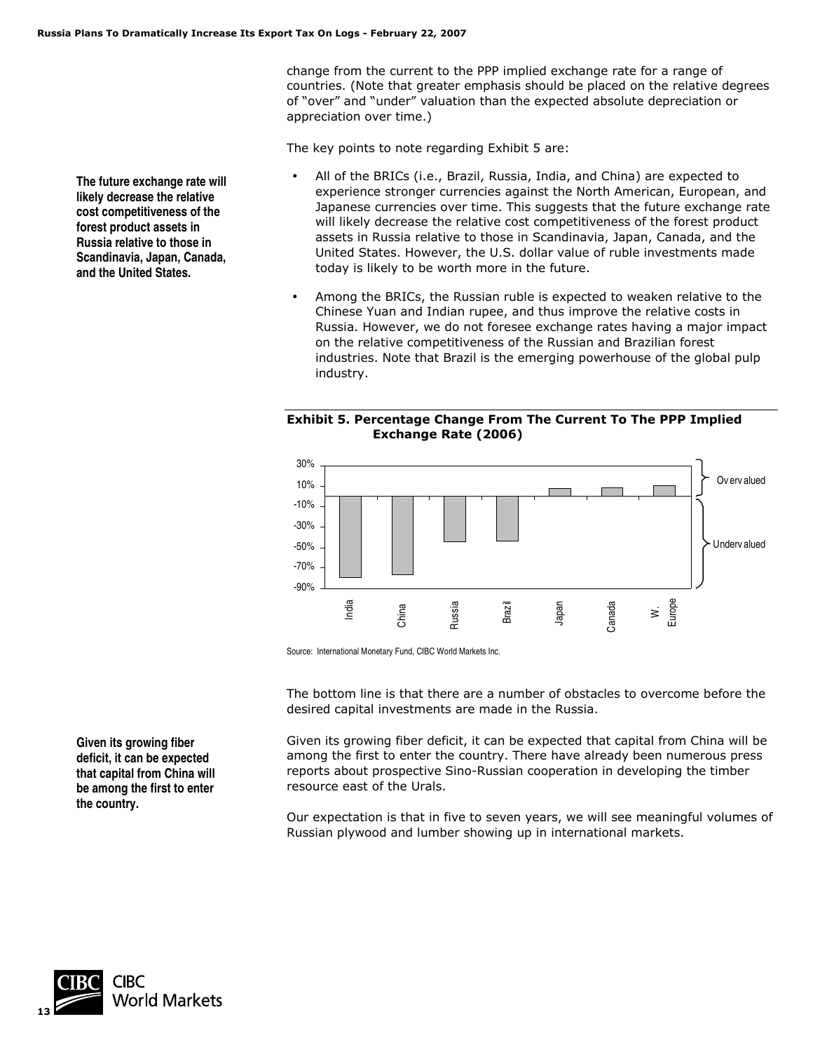change from the current to the PPP implied exchange rate for a range of countries. (Note that greater emphasis should be placed on the relative degrees of "over" and "under" valuation than the expected absolute depreciation or appreciation over time.)

The key points to note regarding Exhibit 5 are:

**The future exchange rate will likely decrease the relative cost competitiveness of the forest product assets in Russia relative to those in Scandinavia, Japan, Canada, and the United States.**

- All of the BRICs (i.e., Brazil, Russia, India, and China) are expected to experience stronger currencies against the North American, European, and Japanese currencies over time. This suggests that the future exchange rate will likely decrease the relative cost competitiveness of the forest product assets in Russia relative to those in Scandinavia, Japan, Canada, and the United States. However, the U.S. dollar value of ruble investments made today is likely to be worth more in the future.
- Among the BRICs, the Russian ruble is expected to weaken relative to the Chinese Yuan and Indian rupee, and thus improve the relative costs in Russia. However, we do not foresee exchange rates having a major impact on the relative competitiveness of the Russian and Brazilian forest industries. Note that Brazil is the emerging powerhouse of the global pulp industry.

**Exhibit 5. Percentage Change From The Current To The PPP Implied Exchange Rate (2006)**

Source: International Monetary Fund, CIBC World Markets Inc.

The bottom line is that there are a number of obstacles to overcome before the desired capital investments are made in the Russia.

**Given its growing fiber deficit, it can be expected that capital from China will be among the first to enter the country.**

Given its growing fiber deficit, it can be expected that capital from China will be among the first to enter the country. There have already been numerous press reports about prospective Sino-Russian cooperation in developing the timber resource east of the Urals.

Our expectation is that in five to seven years, we will see meaningful volumes of Russian plywood and lumber showing up in international markets.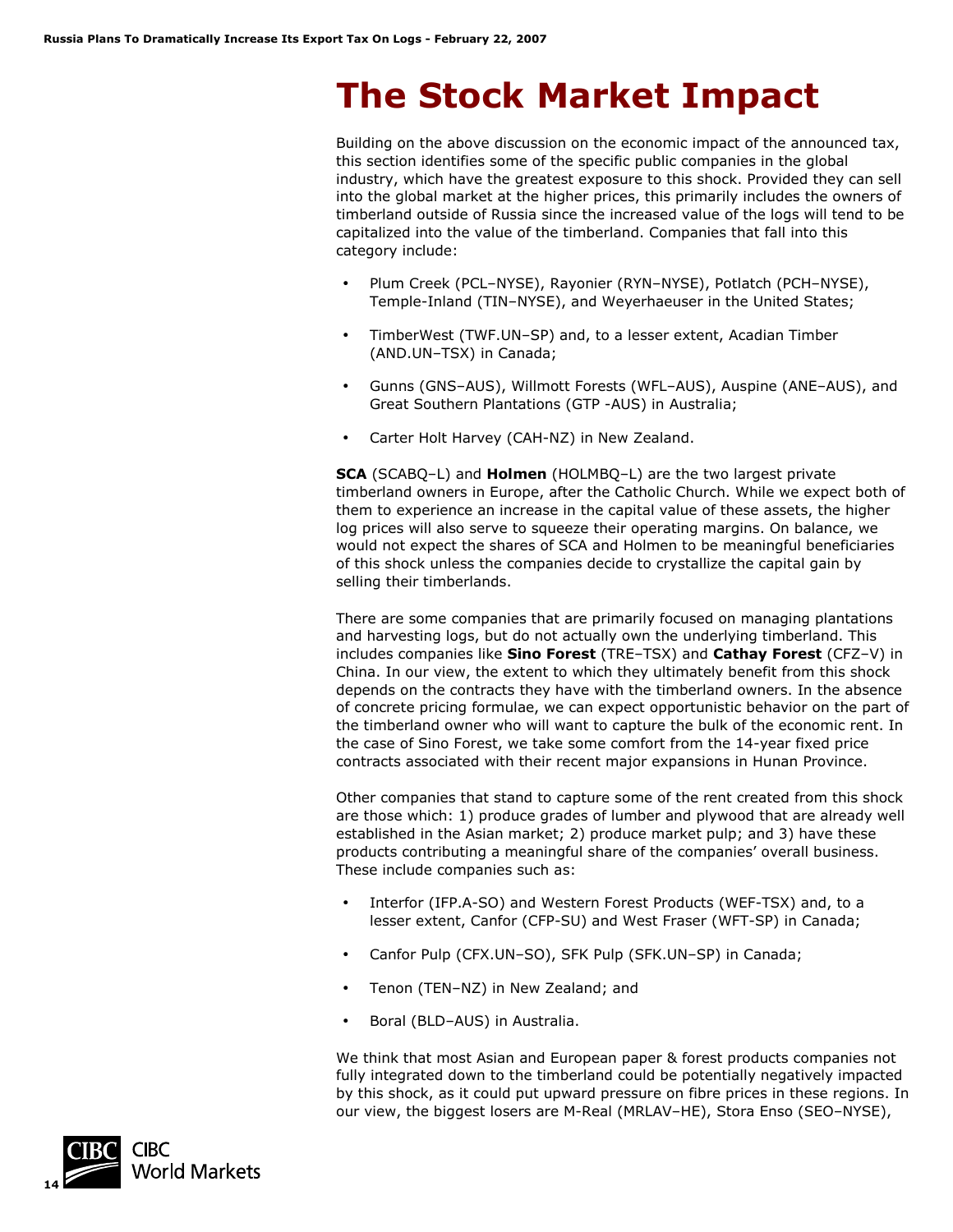# The Stock Market Impact

Building on the above discussion on the economic impact of the announced tax, this section identifies some of the specific public companies in the global industry, which have the greatest exposure to this shock. Provided they can sell into the global market at the higher prices, this primarily includes the owners of timberland outside of Russia since the increased value of the logs will tend to be capitalized into the value of the timberland. Companies that fall into this category include:

- Plum Creek (PCL–NYSE), Rayonier (RYN–NYSE), Potlatch (PCH–NYSE), Temple-Inland (TIN–NYSE), and Weyerhaeuser in the United States;
- TimberWest (TWF.UN–SP) and, to a lesser extent, Acadian Timber (AND.UN–TSX) in Canada;
- Gunns (GNS–AUS), Willmott Forests (WFL–AUS), Auspine (ANE–AUS), and Great Southern Plantations (GTP -AUS) in Australia;
- Carter Holt Harvey (CAH-NZ) in New Zealand.

**SCA** (SCABQ–L) and **Holmen** (HOLMBQ–L) are the two largest private timberland owners in Europe, after the Catholic Church. While we expect both of them to experience an increase in the capital value of these assets, the higher log prices will also serve to squeeze their operating margins. On balance, we would not expect the shares of SCA and Holmen to be meaningful beneficiaries of this shock unless the companies decide to crystallize the capital gain by selling their timberlands.

There are some companies that are primarily focused on managing plantations and harvesting logs, but do not actually own the underlying timberland. This includes companies like **Sino Forest** (TRE–TSX) and **Cathay Forest** (CFZ–V) in China. In our view, the extent to which they ultimately benefit from this shock depends on the contracts they have with the timberland owners. In the absence of concrete pricing formulae, we can expect opportunistic behavior on the part of the timberland owner who will want to capture the bulk of the economic rent. In the case of Sino Forest, we take some comfort from the 14-year fixed price contracts associated with their recent major expansions in Hunan Province.

Other companies that stand to capture some of the rent created from this shock are those which: 1) produce grades of lumber and plywood that are already well established in the Asian market; 2) produce market pulp; and 3) have these products contributing a meaningful share of the companies' overall business. These include companies such as:

- Interfor (IFP.A-SO) and Western Forest Products (WEF-TSX) and, to a lesser extent, Canfor (CFP-SU) and West Fraser (WFT-SP) in Canada;
- Canfor Pulp (CFX.UN–SO), SFK Pulp (SFK.UN–SP) in Canada;
- Tenon (TEN–NZ) in New Zealand; and
- Boral (BLD–AUS) in Australia.

We think that most Asian and European paper & forest products companies not fully integrated down to the timberland could be potentially negatively impacted by this shock, as it could put upward pressure on fibre prices in these regions. In our view, the biggest losers are M-Real (MRLAV–HE), Stora Enso (SEO–NYSE),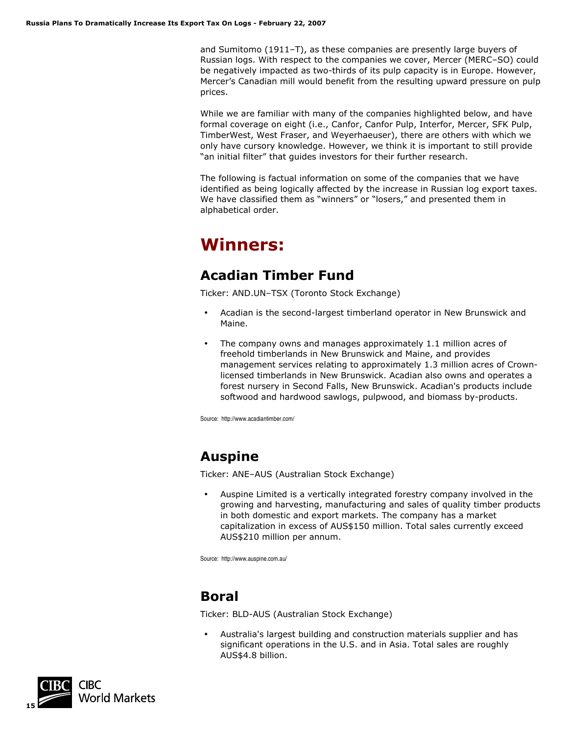and Sumitomo (1911–T), as these companies are presently large buyers of Russian logs. With respect to the companies we cover, Mercer (MERC–SO) could be negatively impacted as two-thirds of its pulp capacity is in Europe. However, Mercer's Canadian mill would benefit from the resulting upward pressure on pulp prices.

While we are familiar with many of the companies highlighted below, and have formal coverage on eight (i.e., Canfor, Canfor Pulp, Interfor, Mercer, SFK Pulp, TimberWest, West Fraser, and Weyerhaeuser), there are others with which we only have cursory knowledge. However, we think it is important to still provide "an initial filter" that guides investors for their further research.

The following is factual information on some of the companies that we have identified as being logically affected by the increase in Russian log export taxes. We have classified them as "winners" or "losers," and presented them in alphabetical order.

# Winners:

## Acadian Timber Fund

Ticker: AND.UN–TSX (Toronto Stock Exchange)

- Acadian is the second-largest timberland operator in New Brunswick and Maine.
- The company owns and manages approximately 1.1 million acres of freehold timberlands in New Brunswick and Maine, and provides management services relating to approximately 1.3 million acres of Crown-licensed timberlands in New Brunswick. Acadian also owns and operates a forest nursery in Second Falls, New Brunswick. Acadian's products include softwood and hardwood sawlogs, pulpwood, and biomass by-products.

Source: http://www.acadiantimber.com/

## Auspine

Ticker: ANE–AUS (Australian Stock Exchange)

- Auspine Limited is a vertically integrated forestry company involved in the growing and harvesting, manufacturing and sales of quality timber products in both domestic and export markets. The company has a market capitalization in excess of AUS$150 million. Total sales currently exceed AUS$210 million per annum.

Source: http://www.auspine.com.au/

## Boral

Ticker: BLD-AUS (Australian Stock Exchange)

- Australia's largest building and construction materials supplier and has significant operations in the U.S. and in Asia. Total sales are roughly AUS$4.8 billion.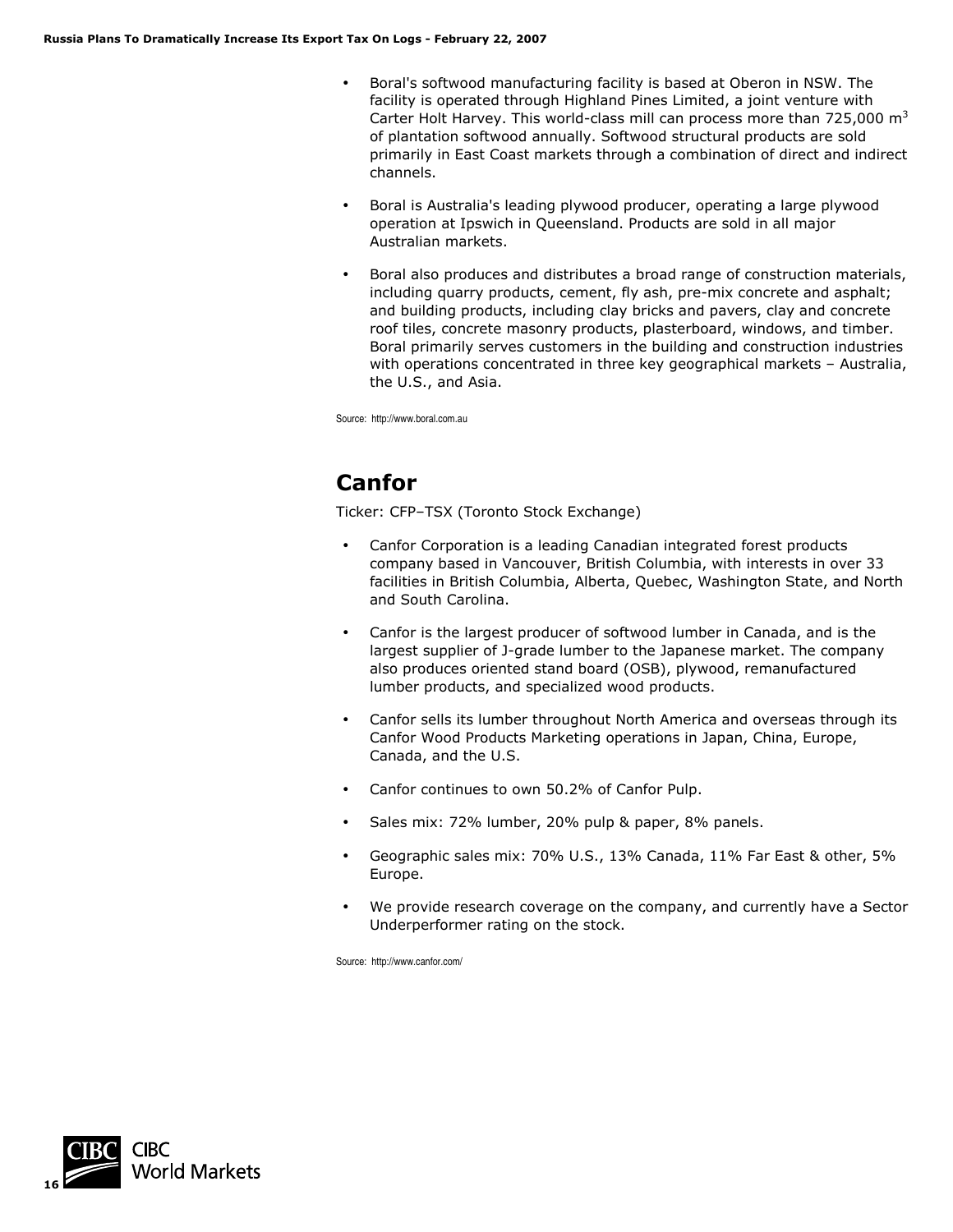- Boral's softwood manufacturing facility is based at Oberon in NSW. The facility is operated through Highland Pines Limited, a joint venture with Carter Holt Harvey. This world-class mill can process more than 725,000 $m^3$ of plantation softwood annually. Softwood structural products are sold primarily in East Coast markets through a combination of direct and indirect channels.

- Boral is Australia's leading plywood producer, operating a large plywood operation at Ipswich in Queensland. Products are sold in all major Australian markets.

- Boral also produces and distributes a broad range of construction materials, including quarry products, cement, fly ash, pre-mix concrete and asphalt; and building products, including clay bricks and pavers, clay and concrete roof tiles, concrete masonry products, plasterboard, windows, and timber. Boral primarily serves customers in the building and construction industries with operations concentrated in three key geographical markets – Australia, the U.S., and Asia.

Source: http://www.boral.com.au

## Canfor

Ticker: CFP–TSX (Toronto Stock Exchange)

- Canfor Corporation is a leading Canadian integrated forest products company based in Vancouver, British Columbia, with interests in over 33 facilities in British Columbia, Alberta, Quebec, Washington State, and North and South Carolina.

- Canfor is the largest producer of softwood lumber in Canada, and is the largest supplier of J-grade lumber to the Japanese market. The company also produces oriented stand board (OSB), plywood, remanufactured lumber products, and specialized wood products.

- Canfor sells its lumber throughout North America and overseas through its Canfor Wood Products Marketing operations in Japan, China, Europe, Canada, and the U.S.

- Canfor continues to own 50.2% of Canfor Pulp.

- Sales mix: 72% lumber, 20% pulp & paper, 8% panels.

- Geographic sales mix: 70% U.S., 13% Canada, 11% Far East & other, 5% Europe.

- We provide research coverage on the company, and currently have a Sector Underperformer rating on the stock.

Source: http://www.canfor.com/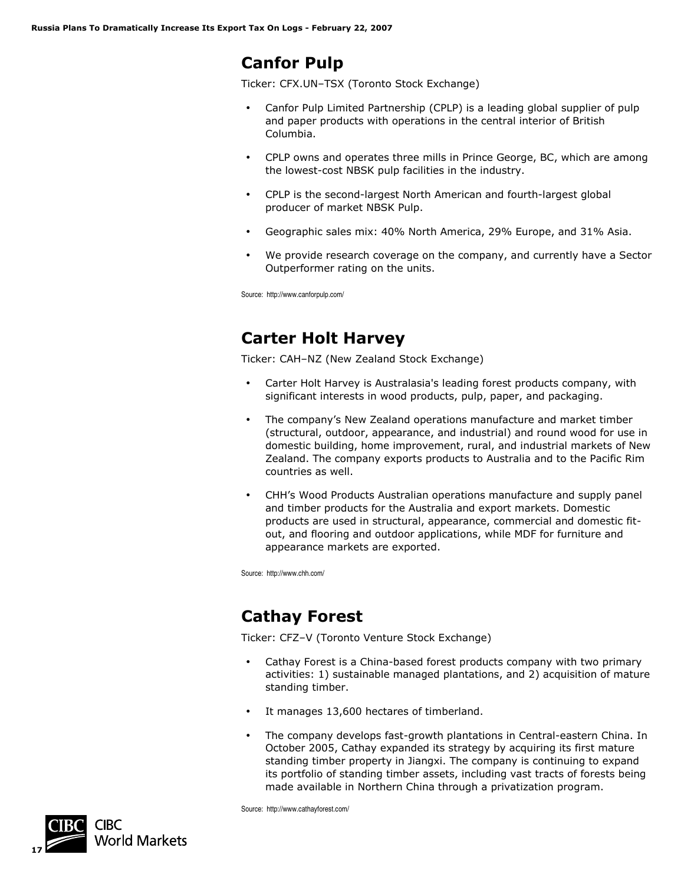## Canfor Pulp

Ticker: CFX.UN–TSX (Toronto Stock Exchange)

- Canfor Pulp Limited Partnership (CPLP) is a leading global supplier of pulp and paper products with operations in the central interior of British Columbia.
- CPLP owns and operates three mills in Prince George, BC, which are among the lowest-cost NBSK pulp facilities in the industry.
- CPLP is the second-largest North American and fourth-largest global producer of market NBSK Pulp.
- Geographic sales mix: 40% North America, 29% Europe, and 31% Asia.
- We provide research coverage on the company, and currently have a Sector Outperformer rating on the units.

Source: http://www.canforpulp.com/

## Carter Holt Harvey

Ticker: CAH–NZ (New Zealand Stock Exchange)

- Carter Holt Harvey is Australasia's leading forest products company, with significant interests in wood products, pulp, paper, and packaging.
- The company's New Zealand operations manufacture and market timber (structural, outdoor, appearance, and industrial) and round wood for use in domestic building, home improvement, rural, and industrial markets of New Zealand. The company exports products to Australia and to the Pacific Rim countries as well.
- CHH's Wood Products Australian operations manufacture and supply panel and timber products for the Australia and export markets. Domestic products are used in structural, appearance, commercial and domestic fit-out, and flooring and outdoor applications, while MDF for furniture and appearance markets are exported.

Source: http://www.chh.com/

## Cathay Forest

Ticker: CFZ–V (Toronto Venture Stock Exchange)

- Cathay Forest is a China-based forest products company with two primary activities: 1) sustainable managed plantations, and 2) acquisition of mature standing timber.
- It manages 13,600 hectares of timberland.
- The company develops fast-growth plantations in Central-eastern China. In October 2005, Cathay expanded its strategy by acquiring its first mature standing timber property in Jiangxi. The company is continuing to expand its portfolio of standing timber assets, including vast tracts of forests being made available in Northern China through a privatization program.

Source: http://www.cathayforest.com/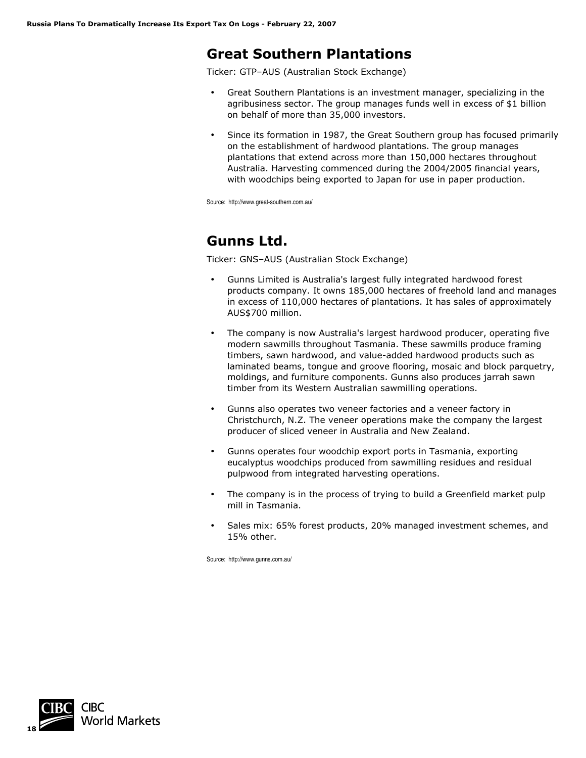## Great Southern Plantations

Ticker: GTP–AUS (Australian Stock Exchange)

- Great Southern Plantations is an investment manager, specializing in the agribusiness sector. The group manages funds well in excess of $1 billion on behalf of more than 35,000 investors.
- Since its formation in 1987, the Great Southern group has focused primarily on the establishment of hardwood plantations. The group manages plantations that extend across more than 150,000 hectares throughout Australia. Harvesting commenced during the 2004/2005 financial years, with woodchips being exported to Japan for use in paper production.

Source: http://www.great-southern.com.au/

## Gunns Ltd.

Ticker: GNS–AUS (Australian Stock Exchange)

- Gunns Limited is Australia's largest fully integrated hardwood forest products company. It owns 185,000 hectares of freehold land and manages in excess of 110,000 hectares of plantations. It has sales of approximately AUS$700 million.
- The company is now Australia's largest hardwood producer, operating five modern sawmills throughout Tasmania. These sawmills produce framing timbers, sawn hardwood, and value-added hardwood products such as laminated beams, tongue and groove flooring, mosaic and block parquetry, moldings, and furniture components. Gunns also produces jarrah sawn timber from its Western Australian sawmilling operations.
- Gunns also operates two veneer factories and a veneer factory in Christchurch, N.Z. The veneer operations make the company the largest producer of sliced veneer in Australia and New Zealand.
- Gunns operates four woodchip export ports in Tasmania, exporting eucalyptus woodchips produced from sawmilling residues and residual pulpwood from integrated harvesting operations.
- The company is in the process of trying to build a Greenfield market pulp mill in Tasmania.
- Sales mix: 65% forest products, 20% managed investment schemes, and 15% other.

Source: http://www.gunns.com.au/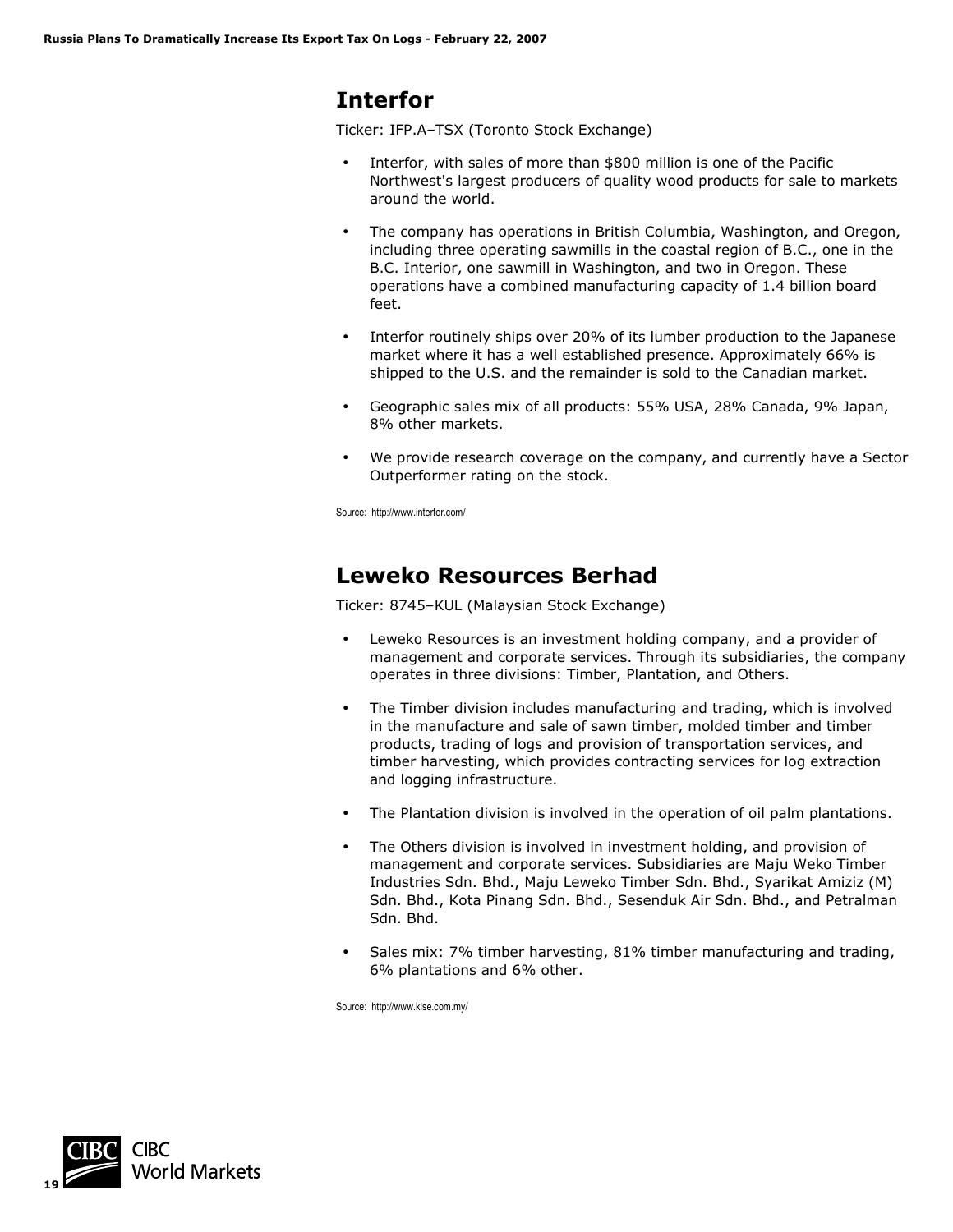## Interfor

Ticker: IFP.A–TSX (Toronto Stock Exchange)

- Interfor, with sales of more than $800 million is one of the Pacific Northwest's largest producers of quality wood products for sale to markets around the world.
- The company has operations in British Columbia, Washington, and Oregon, including three operating sawmills in the coastal region of B.C., one in the B.C. Interior, one sawmill in Washington, and two in Oregon. These operations have a combined manufacturing capacity of 1.4 billion board feet.
- Interfor routinely ships over 20% of its lumber production to the Japanese market where it has a well established presence. Approximately 66% is shipped to the U.S. and the remainder is sold to the Canadian market.
- Geographic sales mix of all products: 55% USA, 28% Canada, 9% Japan, 8% other markets.
- We provide research coverage on the company, and currently have a Sector Outperformer rating on the stock.

Source: http://www.interfor.com/

## Leweko Resources Berhad

Ticker: 8745–KUL (Malaysian Stock Exchange)

- Leweko Resources is an investment holding company, and a provider of management and corporate services. Through its subsidiaries, the company operates in three divisions: Timber, Plantation, and Others.
- The Timber division includes manufacturing and trading, which is involved in the manufacture and sale of sawn timber, molded timber and timber products, trading of logs and provision of transportation services, and timber harvesting, which provides contracting services for log extraction and logging infrastructure.
- The Plantation division is involved in the operation of oil palm plantations.
- The Others division is involved in investment holding, and provision of management and corporate services. Subsidiaries are Maju Weko Timber Industries Sdn. Bhd., Maju Leweko Timber Sdn. Bhd., Syarikat Amiziz (M) Sdn. Bhd., Kota Pinang Sdn. Bhd., Sesenduk Air Sdn. Bhd., and Petralman Sdn. Bhd.
- Sales mix: 7% timber harvesting, 81% timber manufacturing and trading, 6% plantations and 6% other.

Source: http://www.klse.com.my/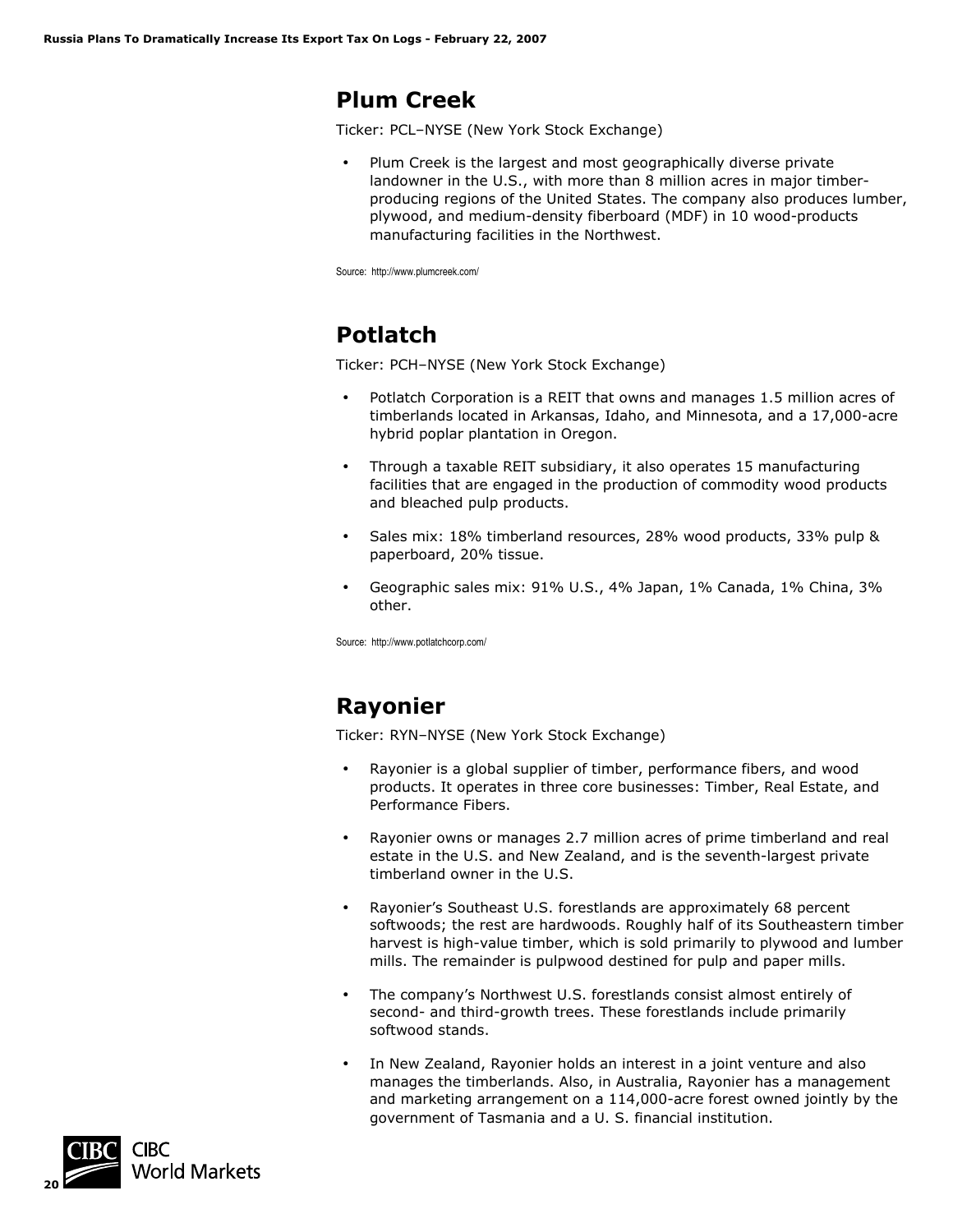## Plum Creek

Ticker: PCL–NYSE (New York Stock Exchange)

- Plum Creek is the largest and most geographically diverse private landowner in the U.S., with more than 8 million acres in major timber-producing regions of the United States. The company also produces lumber, plywood, and medium-density fiberboard (MDF) in 10 wood-products manufacturing facilities in the Northwest.

Source: http://www.plumcreek.com/

## Potlatch

Ticker: PCH–NYSE (New York Stock Exchange)

- Potlatch Corporation is a REIT that owns and manages 1.5 million acres of timberlands located in Arkansas, Idaho, and Minnesota, and a 17,000-acre hybrid poplar plantation in Oregon.
- Through a taxable REIT subsidiary, it also operates 15 manufacturing facilities that are engaged in the production of commodity wood products and bleached pulp products.
- Sales mix: 18% timberland resources, 28% wood products, 33% pulp & paperboard, 20% tissue.
- Geographic sales mix: 91% U.S., 4% Japan, 1% Canada, 1% China, 3% other.

Source: http://www.potlatchcorp.com/

## Rayonier

Ticker: RYN–NYSE (New York Stock Exchange)

- Rayonier is a global supplier of timber, performance fibers, and wood products. It operates in three core businesses: Timber, Real Estate, and Performance Fibers.
- Rayonier owns or manages 2.7 million acres of prime timberland and real estate in the U.S. and New Zealand, and is the seventh-largest private timberland owner in the U.S.
- Rayonier's Southeast U.S. forestlands are approximately 68 percent softwoods; the rest are hardwoods. Roughly half of its Southeastern timber harvest is high-value timber, which is sold primarily to plywood and lumber mills. The remainder is pulpwood destined for pulp and paper mills.
- The company's Northwest U.S. forestlands consist almost entirely of second- and third-growth trees. These forestlands include primarily softwood stands.
- In New Zealand, Rayonier holds an interest in a joint venture and also manages the timberlands. Also, in Australia, Rayonier has a management and marketing arrangement on a 114,000-acre forest owned jointly by the government of Tasmania and a U. S. financial institution.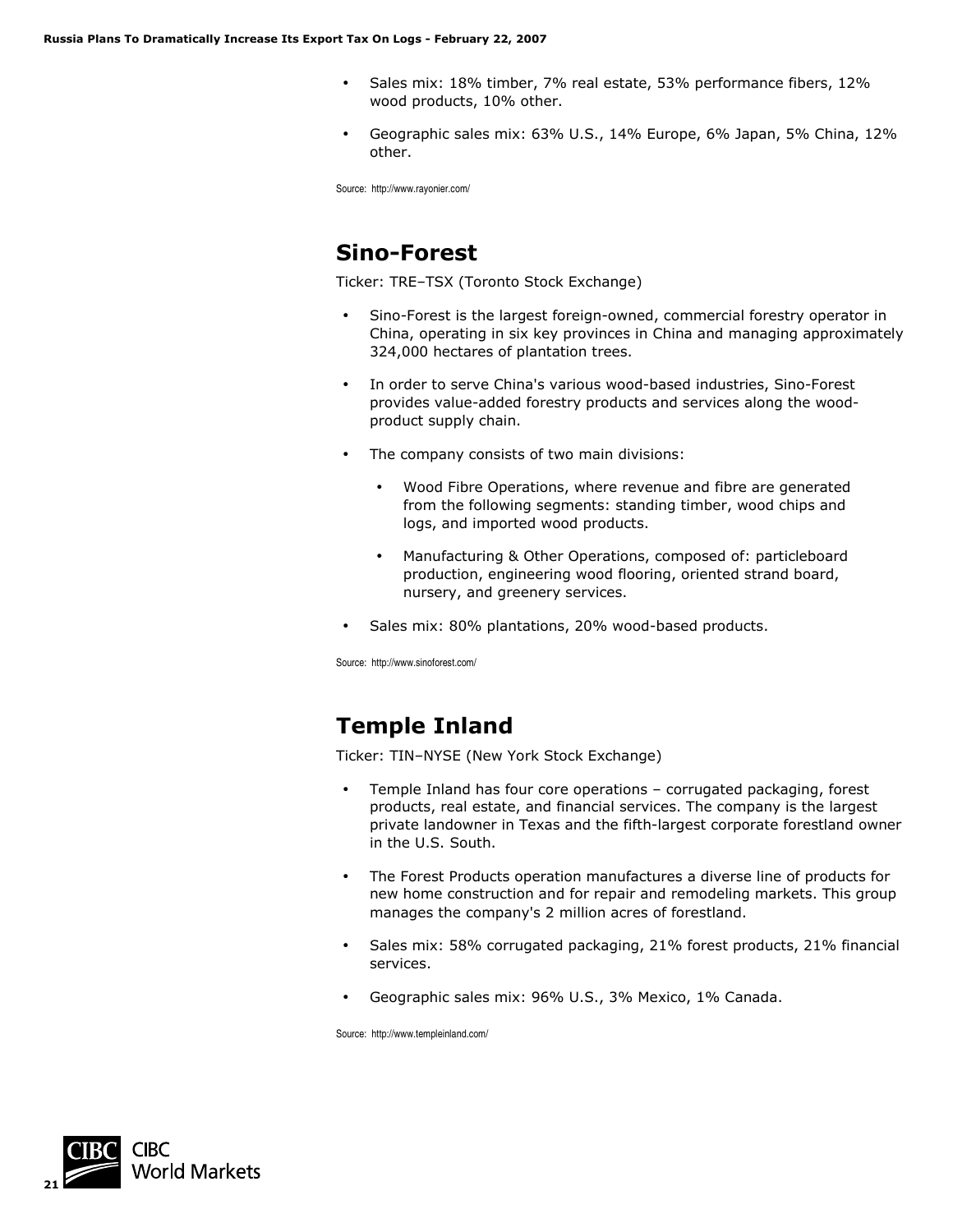- Sales mix: 18% timber, 7% real estate, 53% performance fibers, 12% wood products, 10% other.
- Geographic sales mix: 63% U.S., 14% Europe, 6% Japan, 5% China, 12% other.

Source: http://www.rayonier.com/

## Sino-Forest

Ticker: TRE–TSX (Toronto Stock Exchange)

- Sino-Forest is the largest foreign-owned, commercial forestry operator in China, operating in six key provinces in China and managing approximately 324,000 hectares of plantation trees.
- In order to serve China's various wood-based industries, Sino-Forest provides value-added forestry products and services along the wood-product supply chain.
- The company consists of two main divisions:
  - Wood Fibre Operations, where revenue and fibre are generated from the following segments: standing timber, wood chips and logs, and imported wood products.
  - Manufacturing & Other Operations, composed of: particleboard production, engineering wood flooring, oriented strand board, nursery, and greenery services.
- Sales mix: 80% plantations, 20% wood-based products.

Source: http://www.sinoforest.com/

## Temple Inland

Ticker: TIN–NYSE (New York Stock Exchange)

- Temple Inland has four core operations – corrugated packaging, forest products, real estate, and financial services. The company is the largest private landowner in Texas and the fifth-largest corporate forestland owner in the U.S. South.
- The Forest Products operation manufactures a diverse line of products for new home construction and for repair and remodeling markets. This group manages the company's 2 million acres of forestland.
- Sales mix: 58% corrugated packaging, 21% forest products, 21% financial services.
- Geographic sales mix: 96% U.S., 3% Mexico, 1% Canada.

Source: http://www.templeinland.com/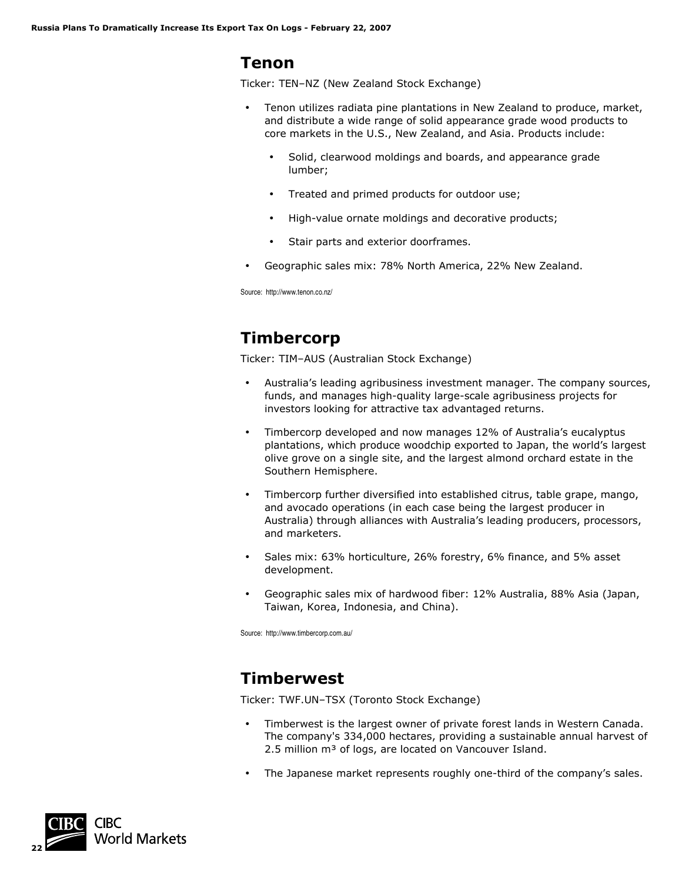## Tenon

Ticker: TEN–NZ (New Zealand Stock Exchange)

- Tenon utilizes radiata pine plantations in New Zealand to produce, market, and distribute a wide range of solid appearance grade wood products to core markets in the U.S., New Zealand, and Asia. Products include:
  - Solid, clearwood moldings and boards, and appearance grade lumber;
  - Treated and primed products for outdoor use;
  - High-value ornate moldings and decorative products;
  - Stair parts and exterior doorframes.
- Geographic sales mix: 78% North America, 22% New Zealand.

Source: http://www.tenon.co.nz/

## Timbercorp

Ticker: TIM–AUS (Australian Stock Exchange)

- Australia's leading agribusiness investment manager. The company sources, funds, and manages high-quality large-scale agribusiness projects for investors looking for attractive tax advantaged returns.
- Timbercorp developed and now manages 12% of Australia's eucalyptus plantations, which produce woodchip exported to Japan, the world's largest olive grove on a single site, and the largest almond orchard estate in the Southern Hemisphere.
- Timbercorp further diversified into established citrus, table grape, mango, and avocado operations (in each case being the largest producer in Australia) through alliances with Australia's leading producers, processors, and marketers.
- Sales mix: 63% horticulture, 26% forestry, 6% finance, and 5% asset development.
- Geographic sales mix of hardwood fiber: 12% Australia, 88% Asia (Japan, Taiwan, Korea, Indonesia, and China).

Source: http://www.timbercorp.com.au/

## Timberwest

Ticker: TWF.UN–TSX (Toronto Stock Exchange)

- Timberwest is the largest owner of private forest lands in Western Canada. The company's 334,000 hectares, providing a sustainable annual harvest of 2.5 million $m^3$ of logs, are located on Vancouver Island.
- The Japanese market represents roughly one-third of the company's sales.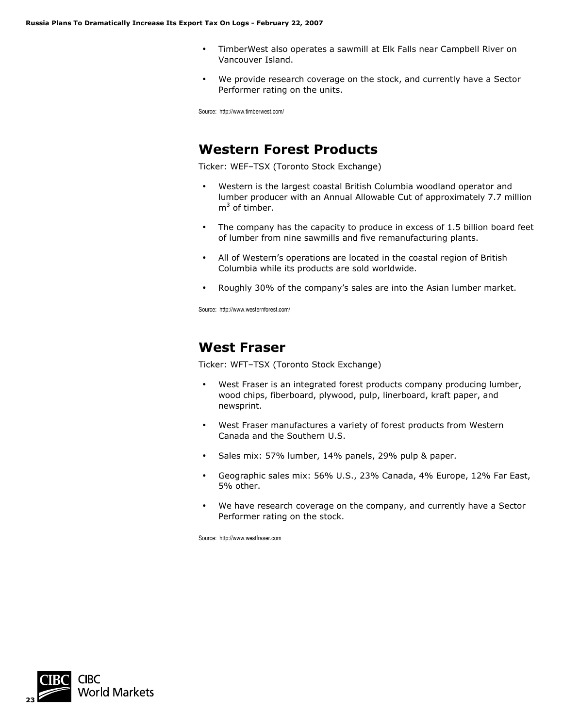- TimberWest also operates a sawmill at Elk Falls near Campbell River on Vancouver Island.
- We provide research coverage on the stock, and currently have a Sector Performer rating on the units.

Source: http://www.timberwest.com/

## Western Forest Products

Ticker: WEF–TSX (Toronto Stock Exchange)

- Western is the largest coastal British Columbia woodland operator and lumber producer with an Annual Allowable Cut of approximately 7.7 million $m^3$ of timber.
- The company has the capacity to produce in excess of 1.5 billion board feet of lumber from nine sawmills and five remanufacturing plants.
- All of Western's operations are located in the coastal region of British Columbia while its products are sold worldwide.
- Roughly 30% of the company's sales are into the Asian lumber market.

Source: http://www.westernforest.com/

## West Fraser

Ticker: WFT–TSX (Toronto Stock Exchange)

- West Fraser is an integrated forest products company producing lumber, wood chips, fiberboard, plywood, pulp, linerboard, kraft paper, and newsprint.
- West Fraser manufactures a variety of forest products from Western Canada and the Southern U.S.
- Sales mix: 57% lumber, 14% panels, 29% pulp & paper.
- Geographic sales mix: 56% U.S., 23% Canada, 4% Europe, 12% Far East, 5% other.
- We have research coverage on the company, and currently have a Sector Performer rating on the stock.

Source: http://www.westfraser.com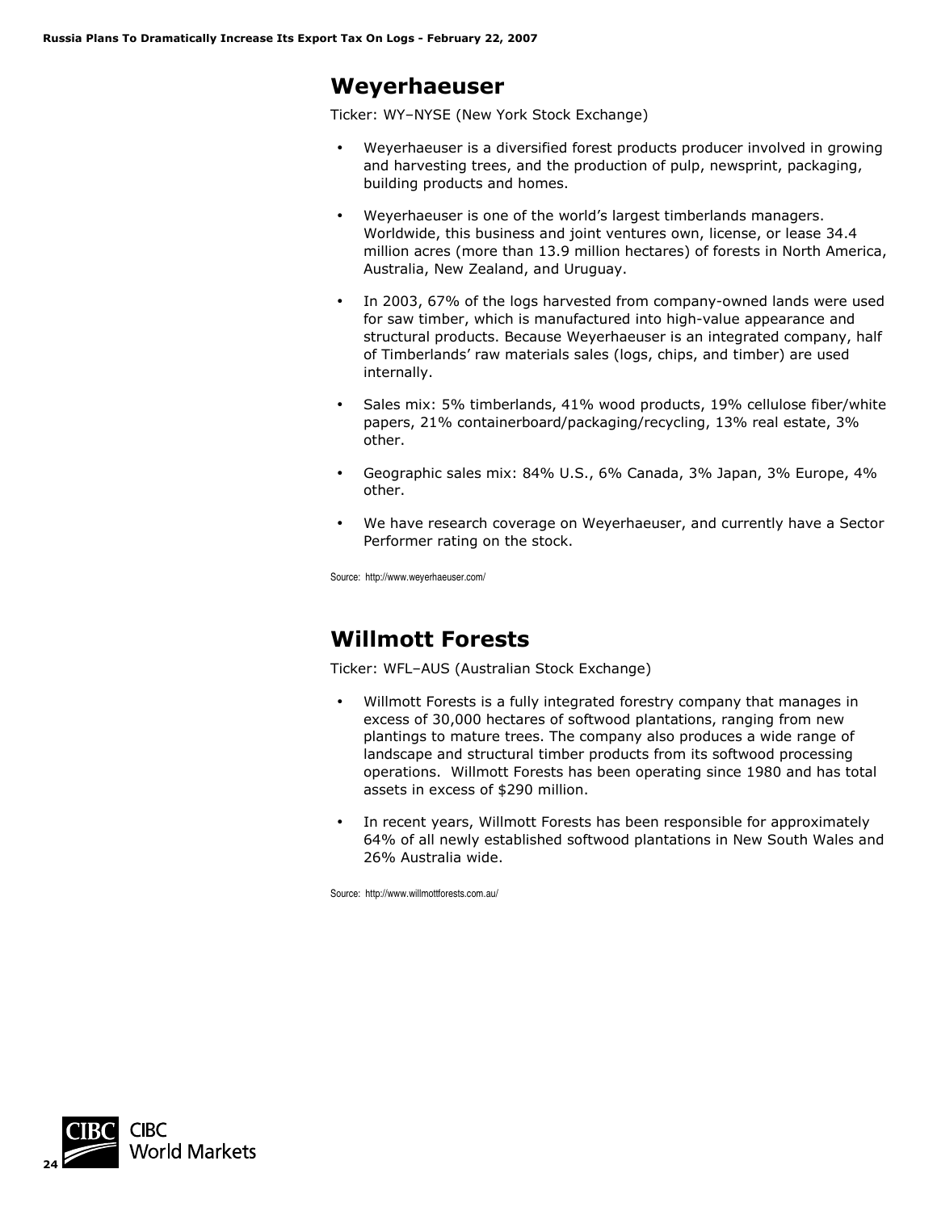## Weyerhaeuser

Ticker: WY–NYSE (New York Stock Exchange)

- Weyerhaeuser is a diversified forest products producer involved in growing and harvesting trees, and the production of pulp, newsprint, packaging, building products and homes.
- Weyerhaeuser is one of the world's largest timberlands managers. Worldwide, this business and joint ventures own, license, or lease 34.4 million acres (more than 13.9 million hectares) of forests in North America, Australia, New Zealand, and Uruguay.
- In 2003, 67% of the logs harvested from company-owned lands were used for saw timber, which is manufactured into high-value appearance and structural products. Because Weyerhaeuser is an integrated company, half of Timberlands' raw materials sales (logs, chips, and timber) are used internally.
- Sales mix: 5% timberlands, 41% wood products, 19% cellulose fiber/white papers, 21% containerboard/packaging/recycling, 13% real estate, 3% other.
- Geographic sales mix: 84% U.S., 6% Canada, 3% Japan, 3% Europe, 4% other.
- We have research coverage on Weyerhaeuser, and currently have a Sector Performer rating on the stock.

Source: http://www.weyerhaeuser.com/

## Willmott Forests

Ticker: WFL–AUS (Australian Stock Exchange)

- Willmott Forests is a fully integrated forestry company that manages in excess of 30,000 hectares of softwood plantations, ranging from new plantings to mature trees. The company also produces a wide range of landscape and structural timber products from its softwood processing operations. Willmott Forests has been operating since 1980 and has total assets in excess of $290 million.
- In recent years, Willmott Forests has been responsible for approximately 64% of all newly established softwood plantations in New South Wales and 26% Australia wide.

Source: http://www.willmottforests.com.au/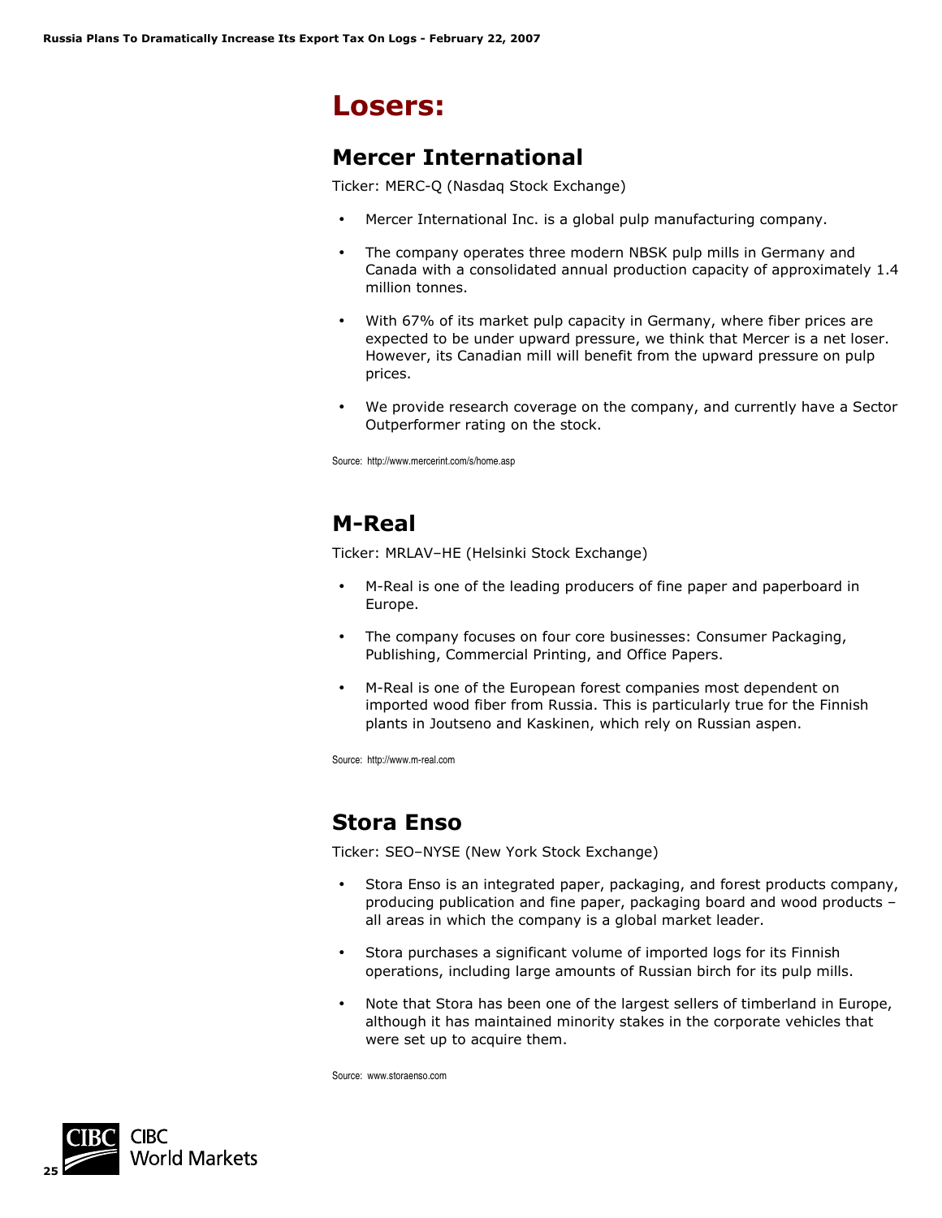# Losers:

## Mercer International

Ticker: MERC-Q (Nasdaq Stock Exchange)

- Mercer International Inc. is a global pulp manufacturing company.
- The company operates three modern NBSK pulp mills in Germany and Canada with a consolidated annual production capacity of approximately 1.4 million tonnes.
- With 67% of its market pulp capacity in Germany, where fiber prices are expected to be under upward pressure, we think that Mercer is a net loser. However, its Canadian mill will benefit from the upward pressure on pulp prices.
- We provide research coverage on the company, and currently have a Sector Outperformer rating on the stock.

Source: http://www.mercerint.com/s/home.asp

## M-Real

Ticker: MRLAV–HE (Helsinki Stock Exchange)

- M-Real is one of the leading producers of fine paper and paperboard in Europe.
- The company focuses on four core businesses: Consumer Packaging, Publishing, Commercial Printing, and Office Papers.
- M-Real is one of the European forest companies most dependent on imported wood fiber from Russia. This is particularly true for the Finnish plants in Joutseno and Kaskinen, which rely on Russian aspen.

Source: http://www.m-real.com

## Stora Enso

Ticker: SEO–NYSE (New York Stock Exchange)

- Stora Enso is an integrated paper, packaging, and forest products company, producing publication and fine paper, packaging board and wood products – all areas in which the company is a global market leader.
- Stora purchases a significant volume of imported logs for its Finnish operations, including large amounts of Russian birch for its pulp mills.
- Note that Stora has been one of the largest sellers of timberland in Europe, although it has maintained minority stakes in the corporate vehicles that were set up to acquire them.

Source: www.storaenso.com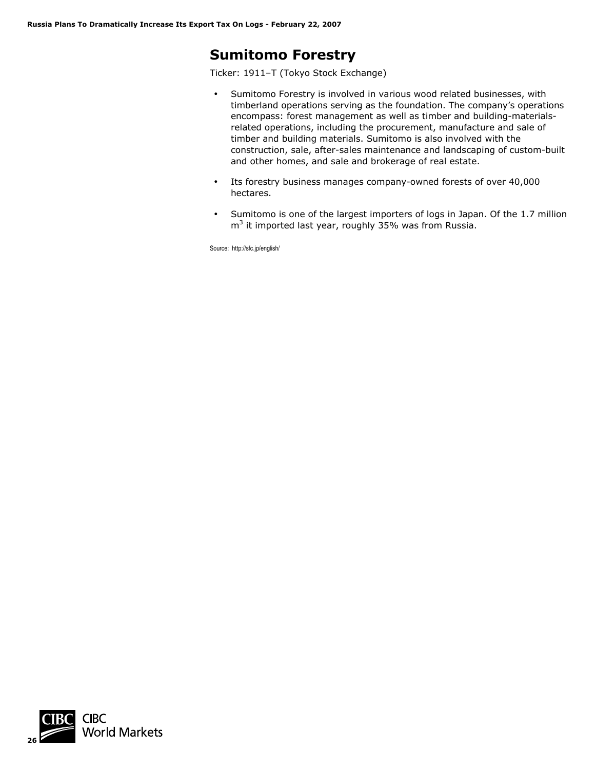## Sumitomo Forestry

Ticker: 1911–T (Tokyo Stock Exchange)

- Sumitomo Forestry is involved in various wood related businesses, with timberland operations serving as the foundation. The company's operations encompass: forest management as well as timber and building-materials-related operations, including the procurement, manufacture and sale of timber and building materials. Sumitomo is also involved with the construction, sale, after-sales maintenance and landscaping of custom-built and other homes, and sale and brokerage of real estate.
- Its forestry business manages company-owned forests of over 40,000 hectares.
- Sumitomo is one of the largest importers of logs in Japan. Of the 1.7 million $m^3$ it imported last year, roughly 35% was from Russia.

Source: http://sfc.jp/english/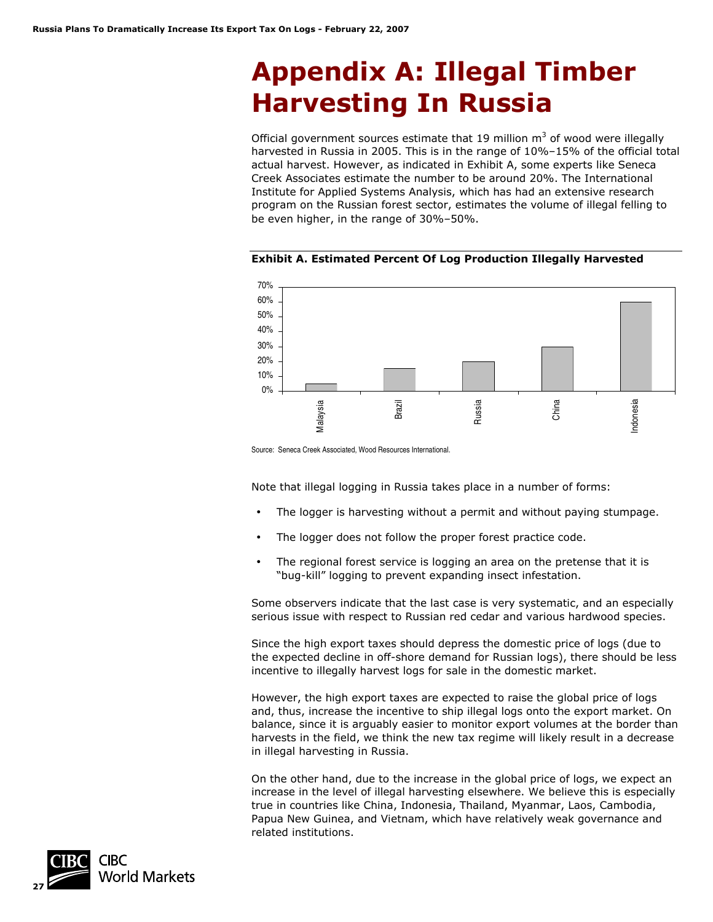# Appendix A: Illegal Timber Harvesting In Russia

Official government sources estimate that 19 million $m^3$ of wood were illegally harvested in Russia in 2005. This is in the range of 10%–15% of the official total actual harvest. However, as indicated in Exhibit A, some experts like Seneca Creek Associates estimate the number to be around 20%. The International Institute for Applied Systems Analysis, which has had an extensive research program on the Russian forest sector, estimates the volume of illegal felling to be even higher, in the range of 30%–50%.

**Exhibit A. Estimated Percent Of Log Production Illegally Harvested**

| Country | Estimated % Illegally Harvested |
|---|---|
| Malaysia | 5% |
| Brazil | 15% |
| Russia | 20% |
| China | 30% |
| Indonesia | 60% |

Source: Seneca Creek Associated, Wood Resources International.

Note that illegal logging in Russia takes place in a number of forms:

- The logger is harvesting without a permit and without paying stumpage.
- The logger does not follow the proper forest practice code.
- The regional forest service is logging an area on the pretense that it is "bug-kill" logging to prevent expanding insect infestation.

Some observers indicate that the last case is very systematic, and an especially serious issue with respect to Russian red cedar and various hardwood species.

Since the high export taxes should depress the domestic price of logs (due to the expected decline in off-shore demand for Russian logs), there should be less incentive to illegally harvest logs for sale in the domestic market.

However, the high export taxes are expected to raise the global price of logs and, thus, increase the incentive to ship illegal logs onto the export market. On balance, since it is arguably easier to monitor export volumes at the border than harvests in the field, we think the new tax regime will likely result in a decrease in illegal harvesting in Russia.

On the other hand, due to the increase in the global price of logs, we expect an increase in the level of illegal harvesting elsewhere. We believe this is especially true in countries like China, Indonesia, Thailand, Myanmar, Laos, Cambodia, Papua New Guinea, and Vietnam, which have relatively weak governance and related institutions.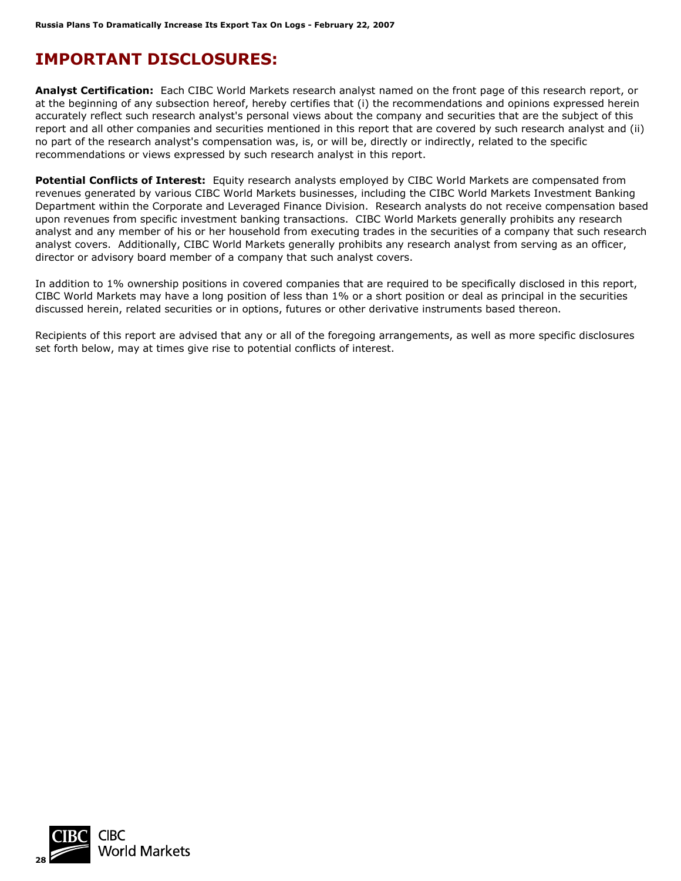# IMPORTANT DISCLOSURES:

**Analyst Certification:** Each CIBC World Markets research analyst named on the front page of this research report, or at the beginning of any subsection hereof, hereby certifies that (i) the recommendations and opinions expressed herein accurately reflect such research analyst's personal views about the company and securities that are the subject of this report and all other companies and securities mentioned in this report that are covered by such research analyst and (ii) no part of the research analyst's compensation was, is, or will be, directly or indirectly, related to the specific recommendations or views expressed by such research analyst in this report.

**Potential Conflicts of Interest:** Equity research analysts employed by CIBC World Markets are compensated from revenues generated by various CIBC World Markets businesses, including the CIBC World Markets Investment Banking Department within the Corporate and Leveraged Finance Division. Research analysts do not receive compensation based upon revenues from specific investment banking transactions. CIBC World Markets generally prohibits any research analyst and any member of his or her household from executing trades in the securities of a company that such research analyst covers. Additionally, CIBC World Markets generally prohibits any research analyst from serving as an officer, director or advisory board member of a company that such analyst covers.

In addition to 1% ownership positions in covered companies that are required to be specifically disclosed in this report, CIBC World Markets may have a long position of less than 1% or a short position or deal as principal in the securities discussed herein, related securities or in options, futures or other derivative instruments based thereon.

Recipients of this report are advised that any or all of the foregoing arrangements, as well as more specific disclosures set forth below, may at times give rise to potential conflicts of interest.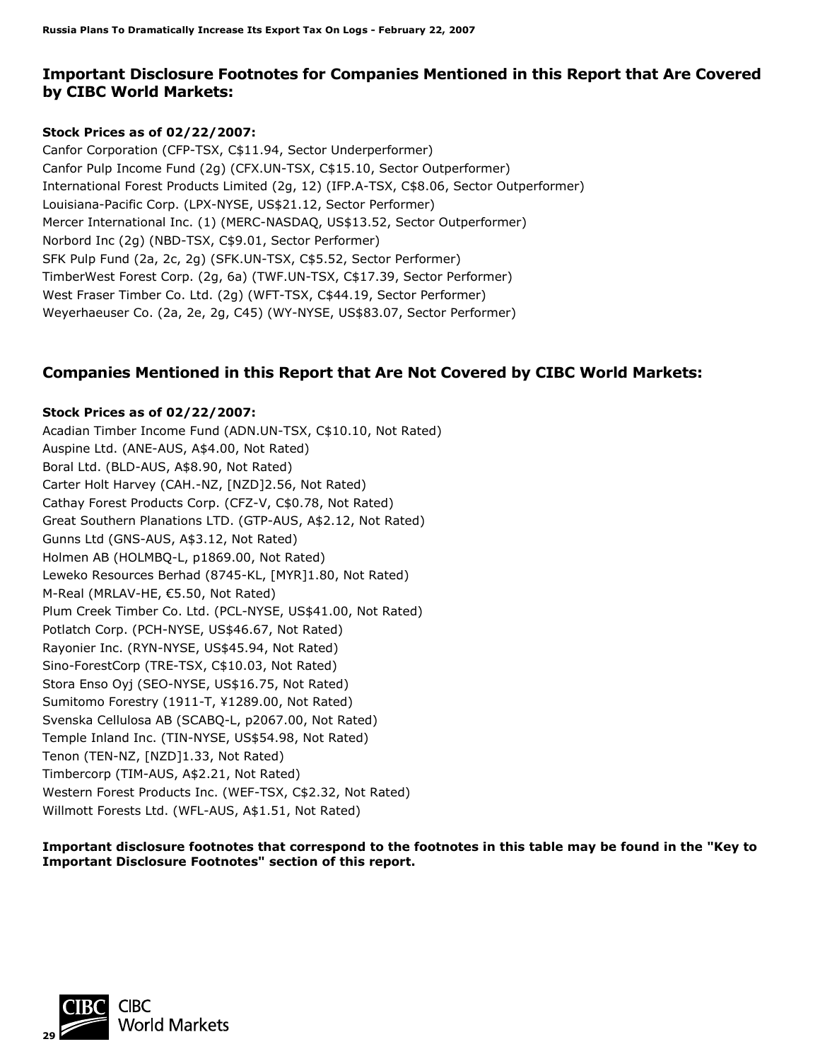## Important Disclosure Footnotes for Companies Mentioned in this Report that Are Covered by CIBC World Markets:

**Stock Prices as of 02/22/2007:**

Canfor Corporation (CFP-TSX, C$11.94, Sector Underperformer)
Canfor Pulp Income Fund (2g) (CFX.UN-TSX, C$15.10, Sector Outperformer)
International Forest Products Limited (2g, 12) (IFP.A-TSX, C$8.06, Sector Outperformer)
Louisiana-Pacific Corp. (LPX-NYSE, US$21.12, Sector Performer)
Mercer International Inc. (1) (MERC-NASDAQ, US$13.52, Sector Outperformer)
Norbord Inc (2g) (NBD-TSX, C$9.01, Sector Performer)
SFK Pulp Fund (2a, 2c, 2g) (SFK.UN-TSX, C$5.52, Sector Performer)
TimberWest Forest Corp. (2g, 6a) (TWF.UN-TSX, C$17.39, Sector Performer)
West Fraser Timber Co. Ltd. (2g) (WFT-TSX, C$44.19, Sector Performer)
Weyerhaeuser Co. (2a, 2e, 2g, C45) (WY-NYSE, US$83.07, Sector Performer)

## Companies Mentioned in this Report that Are Not Covered by CIBC World Markets:

**Stock Prices as of 02/22/2007:**

Acadian Timber Income Fund (ADN.UN-TSX, C$10.10, Not Rated)
Auspine Ltd. (ANE-AUS, A$4.00, Not Rated)
Boral Ltd. (BLD-AUS, A$8.90, Not Rated)
Carter Holt Harvey (CAH.-NZ, [NZD]2.56, Not Rated)
Cathay Forest Products Corp. (CFZ-V, C$0.78, Not Rated)
Great Southern Planations LTD. (GTP-AUS, A$2.12, Not Rated)
Gunns Ltd (GNS-AUS, A$3.12, Not Rated)
Holmen AB (HOLMBQ-L, p1869.00, Not Rated)
Leweko Resources Berhad (8745-KL, [MYR]1.80, Not Rated)
M-Real (MRLAV-HE, €5.50, Not Rated)
Plum Creek Timber Co. Ltd. (PCL-NYSE, US$41.00, Not Rated)
Potlatch Corp. (PCH-NYSE, US$46.67, Not Rated)
Rayonier Inc. (RYN-NYSE, US$45.94, Not Rated)
Sino-ForestCorp (TRE-TSX, C$10.03, Not Rated)
Stora Enso Oyj (SEO-NYSE, US$16.75, Not Rated)
Sumitomo Forestry (1911-T, ¥1289.00, Not Rated)
Svenska Cellulosa AB (SCABQ-L, p2067.00, Not Rated)
Temple Inland Inc. (TIN-NYSE, US$54.98, Not Rated)
Tenon (TEN-NZ, [NZD]1.33, Not Rated)
Timbercorp (TIM-AUS, A$2.21, Not Rated)
Western Forest Products Inc. (WEF-TSX, C$2.32, Not Rated)
Willmott Forests Ltd. (WFL-AUS, A$1.51, Not Rated)

**Important disclosure footnotes that correspond to the footnotes in this table may be found in the "Key to Important Disclosure Footnotes" section of this report.**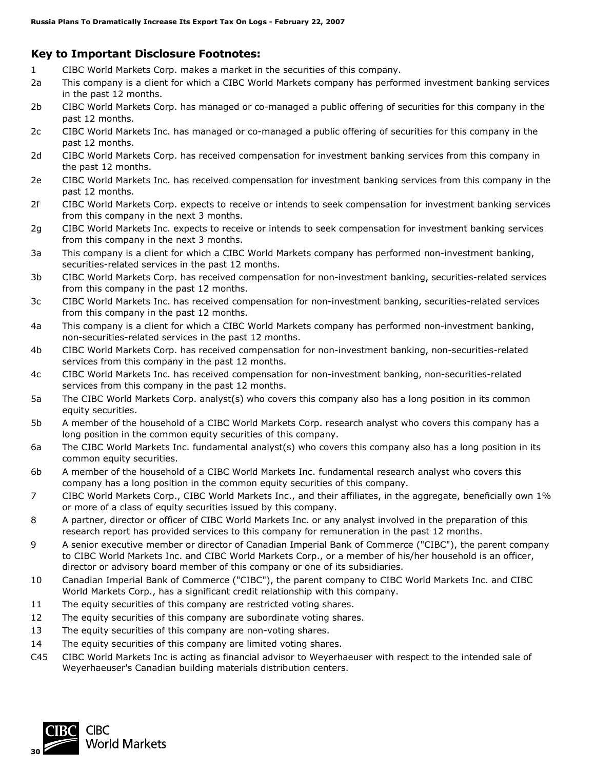## Key to Important Disclosure Footnotes:

| | |
|---|---|
| 1 | CIBC World Markets Corp. makes a market in the securities of this company. |
| 2a | This company is a client for which a CIBC World Markets company has performed investment banking services in the past 12 months. |
| 2b | CIBC World Markets Corp. has managed or co-managed a public offering of securities for this company in the past 12 months. |
| 2c | CIBC World Markets Inc. has managed or co-managed a public offering of securities for this company in the past 12 months. |
| 2d | CIBC World Markets Corp. has received compensation for investment banking services from this company in the past 12 months. |
| 2e | CIBC World Markets Inc. has received compensation for investment banking services from this company in the past 12 months. |
| 2f | CIBC World Markets Corp. expects to receive or intends to seek compensation for investment banking services from this company in the next 3 months. |
| 2g | CIBC World Markets Inc. expects to receive or intends to seek compensation for investment banking services from this company in the next 3 months. |
| 3a | This company is a client for which a CIBC World Markets company has performed non-investment banking, securities-related services in the past 12 months. |
| 3b | CIBC World Markets Corp. has received compensation for non-investment banking, securities-related services from this company in the past 12 months. |
| 3c | CIBC World Markets Inc. has received compensation for non-investment banking, securities-related services from this company in the past 12 months. |
| 4a | This company is a client for which a CIBC World Markets company has performed non-investment banking, non-securities-related services in the past 12 months. |
| 4b | CIBC World Markets Corp. has received compensation for non-investment banking, non-securities-related services from this company in the past 12 months. |
| 4c | CIBC World Markets Inc. has received compensation for non-investment banking, non-securities-related services from this company in the past 12 months. |
| 5a | The CIBC World Markets Corp. analyst(s) who covers this company also has a long position in its common equity securities. |
| 5b | A member of the household of a CIBC World Markets Corp. research analyst who covers this company has a long position in the common equity securities of this company. |
| 6a | The CIBC World Markets Inc. fundamental analyst(s) who covers this company also has a long position in its common equity securities. |
| 6b | A member of the household of a CIBC World Markets Inc. fundamental research analyst who covers this company has a long position in the common equity securities of this company. |
| 7 | CIBC World Markets Corp., CIBC World Markets Inc., and their affiliates, in the aggregate, beneficially own 1% or more of a class of equity securities issued by this company. |
| 8 | A partner, director or officer of CIBC World Markets Inc. or any analyst involved in the preparation of this research report has provided services to this company for remuneration in the past 12 months. |
| 9 | A senior executive member or director of Canadian Imperial Bank of Commerce ("CIBC"), the parent company to CIBC World Markets Inc. and CIBC World Markets Corp., or a member of his/her household is an officer, director or advisory board member of this company or one of its subsidiaries. |
| 10 | Canadian Imperial Bank of Commerce ("CIBC"), the parent company to CIBC World Markets Inc. and CIBC World Markets Corp., has a significant credit relationship with this company. |
| 11 | The equity securities of this company are restricted voting shares. |
| 12 | The equity securities of this company are subordinate voting shares. |
| 13 | The equity securities of this company are non-voting shares. |
| 14 | The equity securities of this company are limited voting shares. |
| C45 | CIBC World Markets Inc is acting as financial advisor to Weyerhaeuser with respect to the intended sale of Weyerhaeuser's Canadian building materials distribution centers. |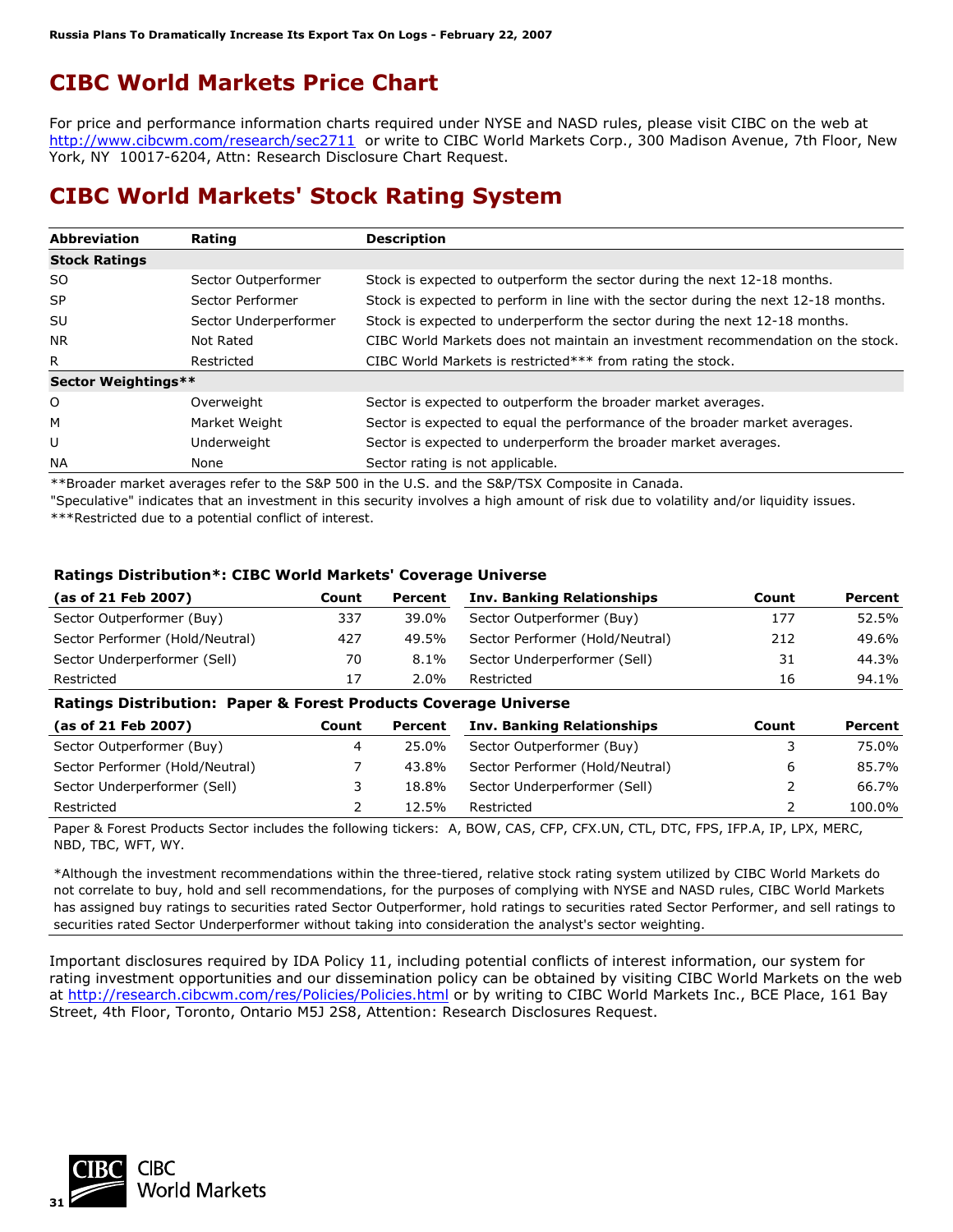## CIBC World Markets Price Chart

For price and performance information charts required under NYSE and NASD rules, please visit CIBC on the web at http://www.cibcwm.com/research/sec2711 or write to CIBC World Markets Corp., 300 Madison Avenue, 7th Floor, New York, NY 10017-6204, Attn: Research Disclosure Chart Request.

## CIBC World Markets' Stock Rating System

| Abbreviation | Rating | Description |
|---|---|---|
| **Stock Ratings** | | |
| SO | Sector Outperformer | Stock is expected to outperform the sector during the next 12-18 months. |
| SP | Sector Performer | Stock is expected to perform in line with the sector during the next 12-18 months. |
| SU | Sector Underperformer | Stock is expected to underperform the sector during the next 12-18 months. |
| NR | Not Rated | CIBC World Markets does not maintain an investment recommendation on the stock. |
| R | Restricted | CIBC World Markets is restricted*** from rating the stock. |
| **Sector Weightings**** | | |
| O | Overweight | Sector is expected to outperform the broader market averages. |
| M | Market Weight | Sector is expected to equal the performance of the broader market averages. |
| U | Underweight | Sector is expected to underperform the broader market averages. |
| NA | None | Sector rating is not applicable. |

**Broader market averages refer to the S&P 500 in the U.S. and the S&P/TSX Composite in Canada.

"Speculative" indicates that an investment in this security involves a high amount of risk due to volatility and/or liquidity issues.

***Restricted due to a potential conflict of interest.

### Ratings Distribution*: CIBC World Markets' Coverage Universe

| (as of 21 Feb 2007) | Count | Percent | Inv. Banking Relationships | Count | Percent |
|---|---|---|---|---|---|
| Sector Outperformer (Buy) | 337 | 39.0% | Sector Outperformer (Buy) | 177 | 52.5% |
| Sector Performer (Hold/Neutral) | 427 | 49.5% | Sector Performer (Hold/Neutral) | 212 | 49.6% |
| Sector Underperformer (Sell) | 70 | 8.1% | Sector Underperformer (Sell) | 31 | 44.3% |
| Restricted | 17 | 2.0% | Restricted | 16 | 94.1% |

### Ratings Distribution: Paper & Forest Products Coverage Universe

| (as of 21 Feb 2007) | Count | Percent | Inv. Banking Relationships | Count | Percent |
|---|---|---|---|---|---|
| Sector Outperformer (Buy) | 4 | 25.0% | Sector Outperformer (Buy) | 3 | 75.0% |
| Sector Performer (Hold/Neutral) | 7 | 43.8% | Sector Performer (Hold/Neutral) | 6 | 85.7% |
| Sector Underperformer (Sell) | 3 | 18.8% | Sector Underperformer (Sell) | 2 | 66.7% |
| Restricted | 2 | 12.5% | Restricted | 2 | 100.0% |

Paper & Forest Products Sector includes the following tickers: A, BOW, CAS, CFP, CFX.UN, CTL, DTC, FPS, IFP.A, IP, LPX, MERC, NBD, TBC, WFT, WY.

*Although the investment recommendations within the three-tiered, relative stock rating system utilized by CIBC World Markets do not correlate to buy, hold and sell recommendations, for the purposes of complying with NYSE and NASD rules, CIBC World Markets has assigned buy ratings to securities rated Sector Outperformer, hold ratings to securities rated Sector Performer, and sell ratings to securities rated Sector Underperformer without taking into consideration the analyst's sector weighting.

Important disclosures required by IDA Policy 11, including potential conflicts of interest information, our system for rating investment opportunities and our dissemination policy can be obtained by visiting CIBC World Markets on the web at http://research.cibcwm.com/res/Policies/Policies.html or by writing to CIBC World Markets Inc., BCE Place, 161 Bay Street, 4th Floor, Toronto, Ontario M5J 2S8, Attention: Research Disclosures Request.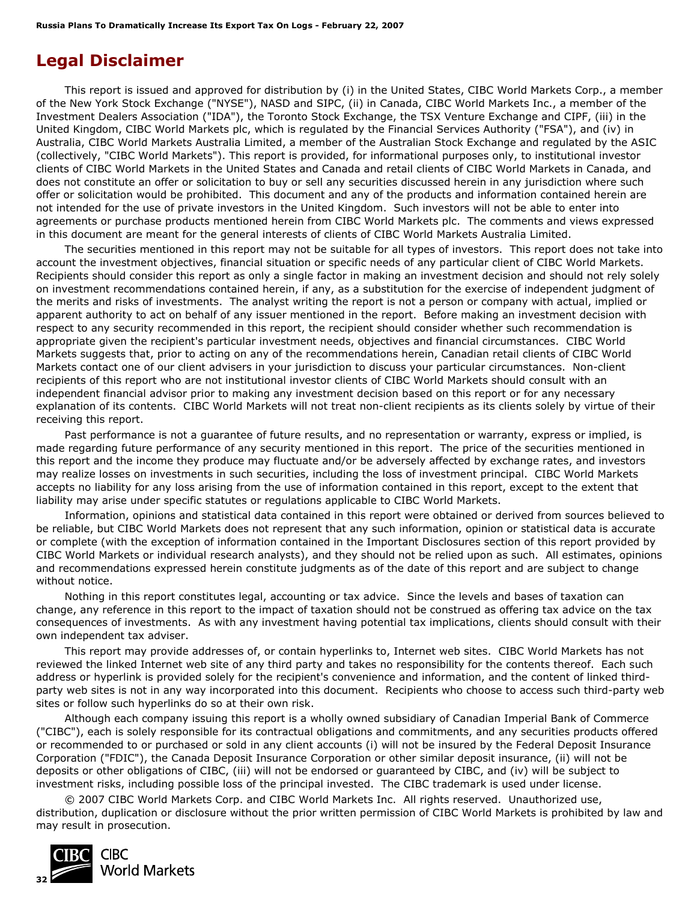## Legal Disclaimer

This report is issued and approved for distribution by (i) in the United States, CIBC World Markets Corp., a member of the New York Stock Exchange ("NYSE"), NASD and SIPC, (ii) in Canada, CIBC World Markets Inc., a member of the Investment Dealers Association ("IDA"), the Toronto Stock Exchange, the TSX Venture Exchange and CIPF, (iii) in the United Kingdom, CIBC World Markets plc, which is regulated by the Financial Services Authority ("FSA"), and (iv) in Australia, CIBC World Markets Australia Limited, a member of the Australian Stock Exchange and regulated by the ASIC (collectively, "CIBC World Markets"). This report is provided, for informational purposes only, to institutional investor clients of CIBC World Markets in the United States and Canada and retail clients of CIBC World Markets in Canada, and does not constitute an offer or solicitation to buy or sell any securities discussed herein in any jurisdiction where such offer or solicitation would be prohibited. This document and any of the products and information contained herein are not intended for the use of private investors in the United Kingdom. Such investors will not be able to enter into agreements or purchase products mentioned herein from CIBC World Markets plc. The comments and views expressed in this document are meant for the general interests of clients of CIBC World Markets Australia Limited.

The securities mentioned in this report may not be suitable for all types of investors. This report does not take into account the investment objectives, financial situation or specific needs of any particular client of CIBC World Markets. Recipients should consider this report as only a single factor in making an investment decision and should not rely solely on investment recommendations contained herein, if any, as a substitution for the exercise of independent judgment of the merits and risks of investments. The analyst writing the report is not a person or company with actual, implied or apparent authority to act on behalf of any issuer mentioned in the report. Before making an investment decision with respect to any security recommended in this report, the recipient should consider whether such recommendation is appropriate given the recipient's particular investment needs, objectives and financial circumstances. CIBC World Markets suggests that, prior to acting on any of the recommendations herein, Canadian retail clients of CIBC World Markets contact one of our client advisers in your jurisdiction to discuss your particular circumstances. Non-client recipients of this report who are not institutional investor clients of CIBC World Markets should consult with an independent financial advisor prior to making any investment decision based on this report or for any necessary explanation of its contents. CIBC World Markets will not treat non-client recipients as its clients solely by virtue of their receiving this report.

Past performance is not a guarantee of future results, and no representation or warranty, express or implied, is made regarding future performance of any security mentioned in this report. The price of the securities mentioned in this report and the income they produce may fluctuate and/or be adversely affected by exchange rates, and investors may realize losses on investments in such securities, including the loss of investment principal. CIBC World Markets accepts no liability for any loss arising from the use of information contained in this report, except to the extent that liability may arise under specific statutes or regulations applicable to CIBC World Markets.

Information, opinions and statistical data contained in this report were obtained or derived from sources believed to be reliable, but CIBC World Markets does not represent that any such information, opinion or statistical data is accurate or complete (with the exception of information contained in the Important Disclosures section of this report provided by CIBC World Markets or individual research analysts), and they should not be relied upon as such. All estimates, opinions and recommendations expressed herein constitute judgments as of the date of this report and are subject to change without notice.

Nothing in this report constitutes legal, accounting or tax advice. Since the levels and bases of taxation can change, any reference in this report to the impact of taxation should not be construed as offering tax advice on the tax consequences of investments. As with any investment having potential tax implications, clients should consult with their own independent tax adviser.

This report may provide addresses of, or contain hyperlinks to, Internet web sites. CIBC World Markets has not reviewed the linked Internet web site of any third party and takes no responsibility for the contents thereof. Each such address or hyperlink is provided solely for the recipient's convenience and information, and the content of linked third-party web sites is not in any way incorporated into this document. Recipients who choose to access such third-party web sites or follow such hyperlinks do so at their own risk.

Although each company issuing this report is a wholly owned subsidiary of Canadian Imperial Bank of Commerce ("CIBC"), each is solely responsible for its contractual obligations and commitments, and any securities products offered or recommended to or purchased or sold in any client accounts (i) will not be insured by the Federal Deposit Insurance Corporation ("FDIC"), the Canada Deposit Insurance Corporation or other similar deposit insurance, (ii) will not be deposits or other obligations of CIBC, (iii) will not be endorsed or guaranteed by CIBC, and (iv) will be subject to investment risks, including possible loss of the principal invested. The CIBC trademark is used under license.

© 2007 CIBC World Markets Corp. and CIBC World Markets Inc. All rights reserved. Unauthorized use, distribution, duplication or disclosure without the prior written permission of CIBC World Markets is prohibited by law and may result in prosecution.

CIBC World Markets